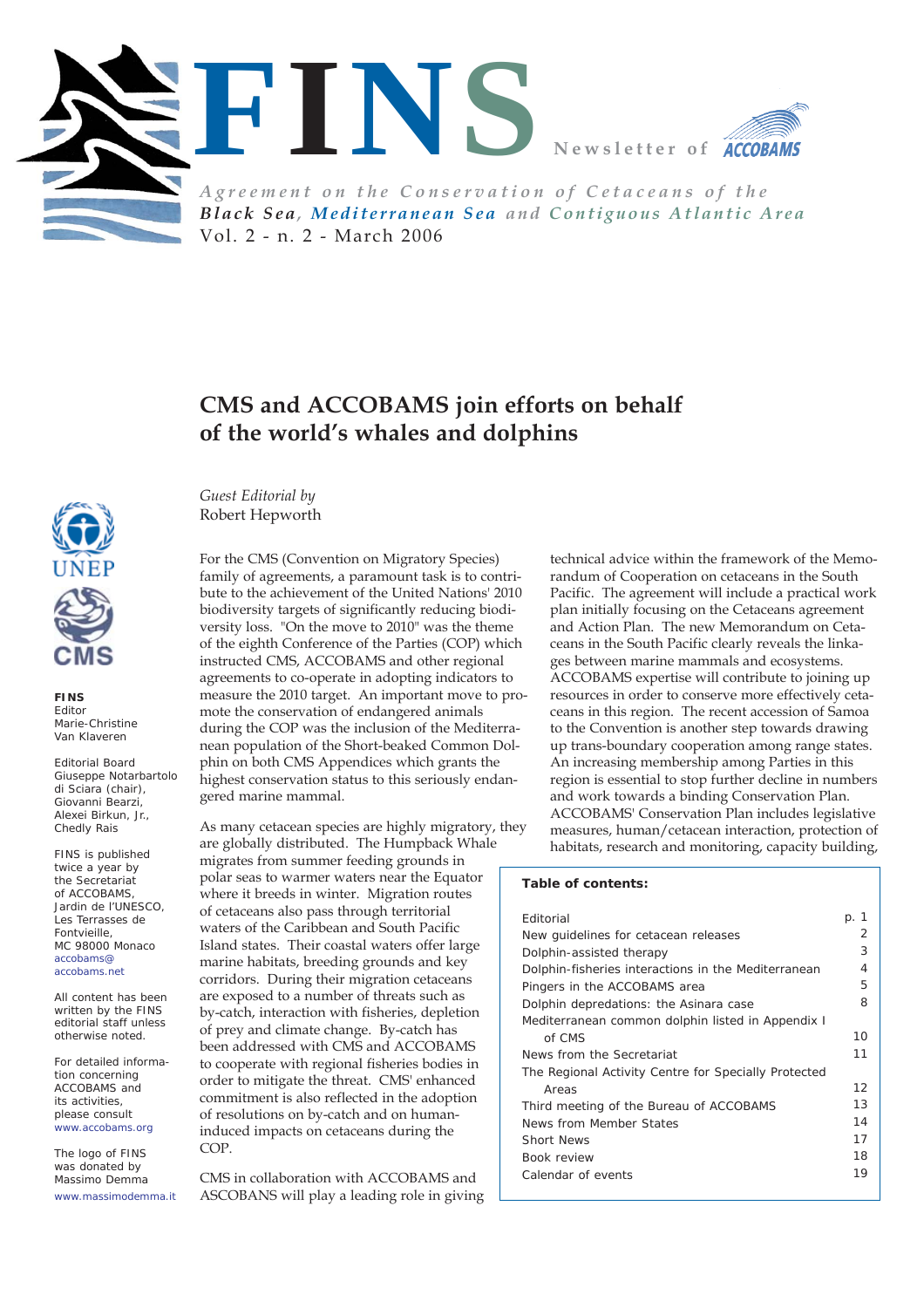# FINS

Newsletter of ACCOBAMS

*Agreement on the Conservation of Cetaceans of the Black Sea, Mediterranean Sea and Contiguous Atlantic Area*

Vol. 2 - n. 2 - March 2006

## CMS and ACCOBAMS join efforts on behalf of the world's whales and dolphins

*Guest Editorial by*
Robert Hepworth

For the CMS (Convention on Migratory Species) family of agreements, a paramount task is to contribute to the achievement of the United Nations' 2010 biodiversity targets of significantly reducing biodiversity loss. "On the move to 2010" was the theme of the eighth Conference of the Parties (COP) which instructed CMS, ACCOBAMS and other regional agreements to co-operate in adopting indicators to measure the 2010 target. An important move to promote the conservation of endangered animals during the COP was the inclusion of the Mediterranean population of the Short-beaked Common Dolphin on both CMS Appendices which grants the highest conservation status to this seriously endangered marine mammal.

As many cetacean species are highly migratory, they are globally distributed. The Humpback Whale migrates from summer feeding grounds in polar seas to warmer waters near the Equator where it breeds in winter. Migration routes of cetaceans also pass through territorial waters of the Caribbean and South Pacific Island states. Their coastal waters offer large marine habitats, breeding grounds and key corridors. During their migration cetaceans are exposed to a number of threats such as by-catch, interaction with fisheries, depletion of prey and climate change. By-catch has been addressed with CMS and ACCOBAMS to cooperate with regional fisheries bodies in order to mitigate the threat. CMS' enhanced commitment is also reflected in the adoption of resolutions on by-catch and on human-induced impacts on cetaceans during the COP.

CMS in collaboration with ACCOBAMS and ASCOBANS will play a leading role in giving technical advice within the framework of the Memorandum of Cooperation on cetaceans in the South Pacific. The agreement will include a practical work plan initially focusing on the Cetaceans agreement and Action Plan. The new Memorandum on Cetaceans in the South Pacific clearly reveals the linkages between marine mammals and ecosystems. ACCOBAMS expertise will contribute to joining up resources in order to conserve more effectively cetaceans in this region. The recent accession of Samoa to the Convention is another step towards drawing up trans-boundary cooperation among range states. An increasing membership among Parties in this region is essential to stop further decline in numbers and work towards a binding Conservation Plan. ACCOBAMS' Conservation Plan includes legislative measures, human/cetacean interaction, protection of habitats, research and monitoring, capacity building,

**Table of contents:**

| | |
|---|---|
| Editorial | p. 1 |
| New guidelines for cetacean releases | 2 |
| Dolphin-assisted therapy | 3 |
| Dolphin-fisheries interactions in the Mediterranean | 4 |
| Pingers in the ACCOBAMS area | 5 |
| Dolphin depredations: the Asinara case | 8 |
| Mediterranean common dolphin listed in Appendix I of CMS | 10 |
| News from the Secretariat | 11 |
| The Regional Activity Centre for Specially Protected Areas | 12 |
| Third meeting of the Bureau of ACCOBAMS | 13 |
| News from Member States | 14 |
| Short News | 17 |
| Book review | 18 |
| Calendar of events | 19 |

UNEP

CMS

**FINS**
Editor
Marie-Christine Van Klaveren

Editorial Board
Giuseppe Notarbartolo di Sciara (chair), Giovanni Bearzi, Alexei Birkun, Jr., Chedly Rais

FINS is published twice a year by the Secretariat of ACCOBAMS, Jardin de l'UNESCO, Les Terrasses de Fontvieille, MC 98000 Monaco
accobams@accobams.net

All content has been written by the FINS editorial staff unless otherwise noted.

For detailed information concerning ACCOBAMS and its activities, please consult www.accobams.org

The logo of FINS was donated by Massimo Demma
www.massimodemma.it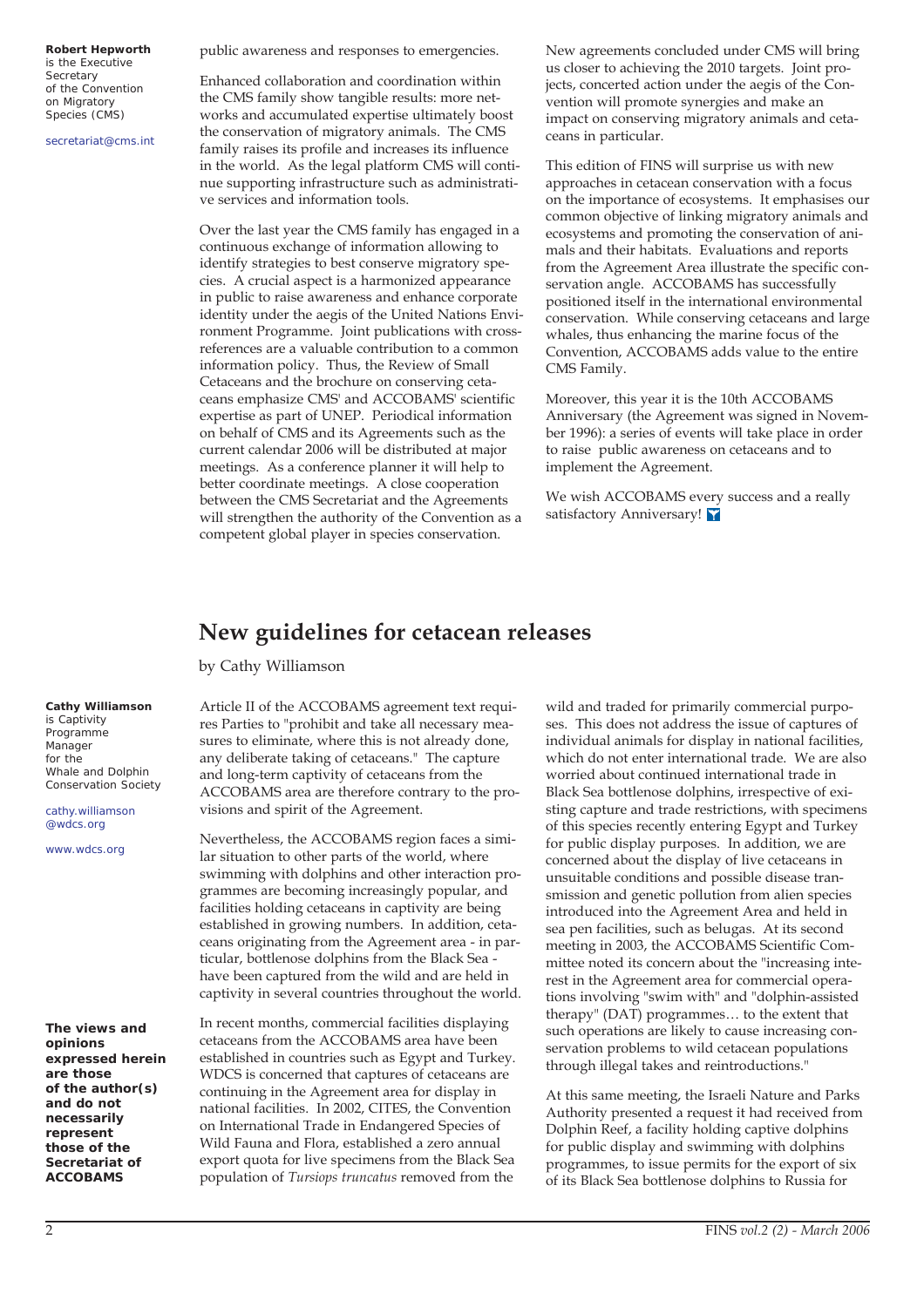**Robert Hepworth** is the Executive Secretary of the Convention on Migratory Species (CMS)

secretariat@cms.int

public awareness and responses to emergencies.

Enhanced collaboration and coordination within the CMS family show tangible results: more networks and accumulated expertise ultimately boost the conservation of migratory animals. The CMS family raises its profile and increases its influence in the world. As the legal platform CMS will continue supporting infrastructure such as administrative services and information tools.

Over the last year the CMS family has engaged in a continuous exchange of information allowing to identify strategies to best conserve migratory species. A crucial aspect is a harmonized appearance in public to raise awareness and enhance corporate identity under the aegis of the United Nations Environment Programme. Joint publications with cross-references are a valuable contribution to a common information policy. Thus, the Review of Small Cetaceans and the brochure on conserving cetaceans emphasize CMS' and ACCOBAMS' scientific expertise as part of UNEP. Periodical information on behalf of CMS and its Agreements such as the current calendar 2006 will be distributed at major meetings. As a conference planner it will help to better coordinate meetings. A close cooperation between the CMS Secretariat and the Agreements will strengthen the authority of the Convention as a competent global player in species conservation.

New agreements concluded under CMS will bring us closer to achieving the 2010 targets. Joint projects, concerted action under the aegis of the Convention will promote synergies and make an impact on conserving migratory animals and cetaceans in particular.

This edition of FINS will surprise us with new approaches in cetacean conservation with a focus on the importance of ecosystems. It emphasises our common objective of linking migratory animals and ecosystems and promoting the conservation of animals and their habitats. Evaluations and reports from the Agreement Area illustrate the specific conservation angle. ACCOBAMS has successfully positioned itself in the international environmental conservation. While conserving cetaceans and large whales, thus enhancing the marine focus of the Convention, ACCOBAMS adds value to the entire CMS Family.

Moreover, this year it is the 10th ACCOBAMS Anniversary (the Agreement was signed in November 1996): a series of events will take place in order to raise public awareness on cetaceans and to implement the Agreement.

We wish ACCOBAMS every success and a really satisfactory Anniversary!

# New guidelines for cetacean releases

by Cathy Williamson

**Cathy Williamson** is Captivity Programme Manager for the Whale and Dolphin Conservation Society

cathy.williamson@wdcs.org

www.wdcs.org

**The views and opinions expressed herein are those of the author(s) and do not necessarily represent those of the Secretariat of ACCOBAMS**

Article II of the ACCOBAMS agreement text requires Parties to "prohibit and take all necessary measures to eliminate, where this is not already done, any deliberate taking of cetaceans." The capture and long-term captivity of cetaceans from the ACCOBAMS area are therefore contrary to the provisions and spirit of the Agreement.

Nevertheless, the ACCOBAMS region faces a similar situation to other parts of the world, where swimming with dolphins and other interaction programmes are becoming increasingly popular, and facilities holding cetaceans in captivity are being established in growing numbers. In addition, cetaceans originating from the Agreement area - in particular, bottlenose dolphins from the Black Sea - have been captured from the wild and are held in captivity in several countries throughout the world.

In recent months, commercial facilities displaying cetaceans from the ACCOBAMS area have been established in countries such as Egypt and Turkey. WDCS is concerned that captures of cetaceans are continuing in the Agreement area for display in national facilities. In 2002, CITES, the Convention on International Trade in Endangered Species of Wild Fauna and Flora, established a zero annual export quota for live specimens from the Black Sea population of *Tursiops truncatus* removed from the wild and traded for primarily commercial purposes. This does not address the issue of captures of individual animals for display in national facilities, which do not enter international trade. We are also worried about continued international trade in Black Sea bottlenose dolphins, irrespective of existing capture and trade restrictions, with specimens of this species recently entering Egypt and Turkey for public display purposes. In addition, we are concerned about the display of live cetaceans in unsuitable conditions and possible disease transmission and genetic pollution from alien species introduced into the Agreement Area and held in sea pen facilities, such as belugas. At its second meeting in 2003, the ACCOBAMS Scientific Committee noted its concern about the "increasing interest in the Agreement area for commercial operations involving "swim with" and "dolphin-assisted therapy" (DAT) programmes… to the extent that such operations are likely to cause increasing conservation problems to wild cetacean populations through illegal takes and reintroductions."

At this same meeting, the Israeli Nature and Parks Authority presented a request it had received from Dolphin Reef, a facility holding captive dolphins for public display and swimming with dolphins programmes, to issue permits for the export of six of its Black Sea bottlenose dolphins to Russia for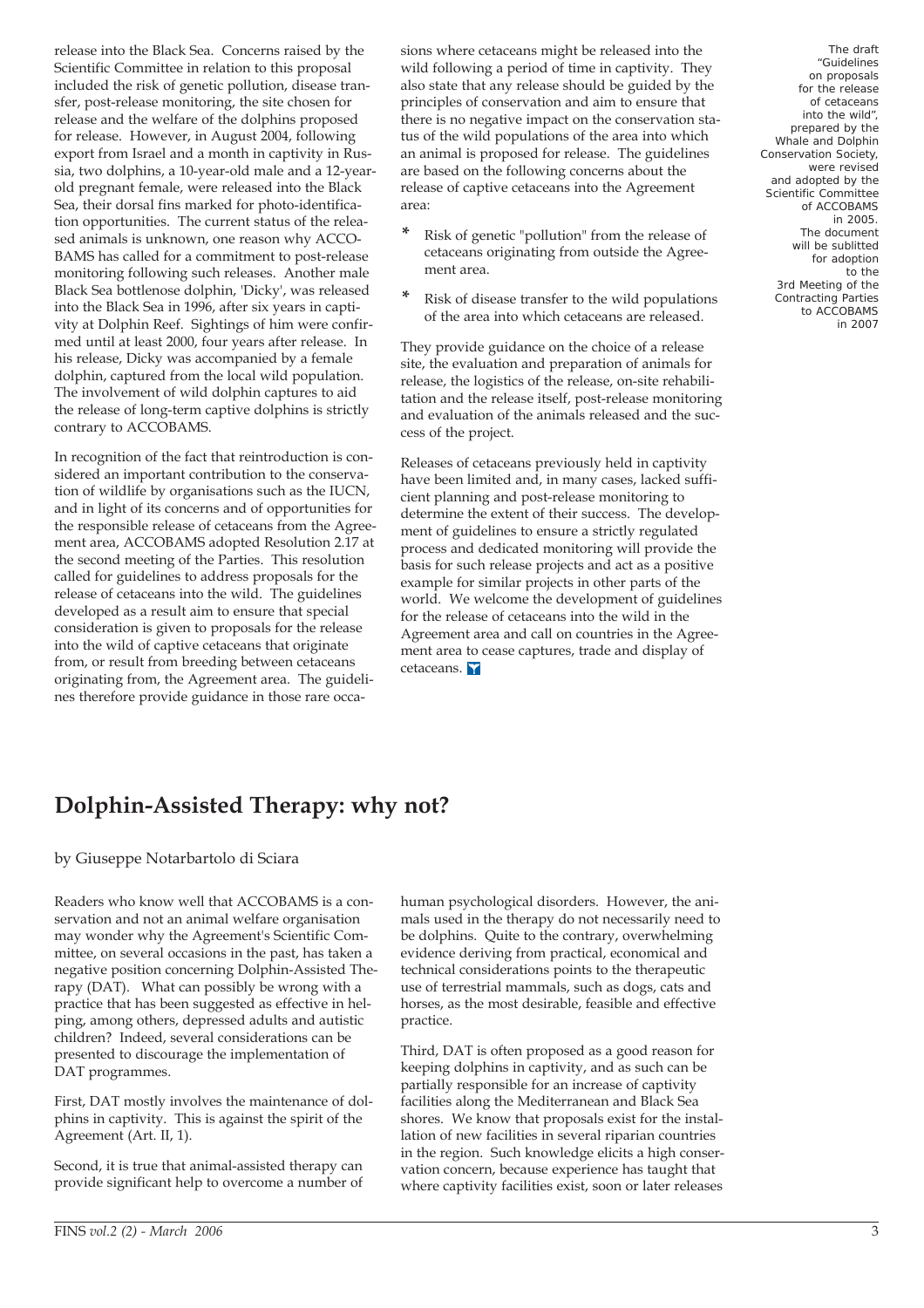release into the Black Sea. Concerns raised by the Scientific Committee in relation to this proposal included the risk of genetic pollution, disease transfer, post-release monitoring, the site chosen for release and the welfare of the dolphins proposed for release. However, in August 2004, following export from Israel and a month in captivity in Russia, two dolphins, a 10-year-old male and a 12-year-old pregnant female, were released into the Black Sea, their dorsal fins marked for photo-identification opportunities. The current status of the released animals is unknown, one reason why ACCOBAMS has called for a commitment to post-release monitoring following such releases. Another male Black Sea bottlenose dolphin, 'Dicky', was released into the Black Sea in 1996, after six years in captivity at Dolphin Reef. Sightings of him were confirmed until at least 2000, four years after release. In his release, Dicky was accompanied by a female dolphin, captured from the local wild population. The involvement of wild dolphin captures to aid the release of long-term captive dolphins is strictly contrary to ACCOBAMS.

In recognition of the fact that reintroduction is considered an important contribution to the conservation of wildlife by organisations such as the IUCN, and in light of its concerns and of opportunities for the responsible release of cetaceans from the Agreement area, ACCOBAMS adopted Resolution 2.17 at the second meeting of the Parties. This resolution called for guidelines to address proposals for the release of cetaceans into the wild. The guidelines developed as a result aim to ensure that special consideration is given to proposals for the release into the wild of captive cetaceans that originate from, or result from breeding between cetaceans originating from, the Agreement area. The guidelines therefore provide guidance in those rare occasions where cetaceans might be released into the wild following a period of time in captivity. They also state that any release should be guided by the principles of conservation and aim to ensure that there is no negative impact on the conservation status of the wild populations of the area into which an animal is proposed for release. The guidelines are based on the following concerns about the release of captive cetaceans into the Agreement area:

* Risk of genetic "pollution" from the release of cetaceans originating from outside the Agreement area.
* Risk of disease transfer to the wild populations of the area into which cetaceans are released.

They provide guidance on the choice of a release site, the evaluation and preparation of animals for release, the logistics of the release, on-site rehabilitation and the release itself, post-release monitoring and evaluation of the animals released and the success of the project.

Releases of cetaceans previously held in captivity have been limited and, in many cases, lacked sufficient planning and post-release monitoring to determine the extent of their success. The development of guidelines to ensure a strictly regulated process and dedicated monitoring will provide the basis for such release projects and act as a positive example for similar projects in other parts of the world. We welcome the development of guidelines for the release of cetaceans into the wild in the Agreement area and call on countries in the Agreement area to cease captures, trade and display of cetaceans.

The draft "Guidelines on proposals for the release of cetaceans into the wild", prepared by the Whale and Dolphin Conservation Society, were revised and adopted by the Scientific Committee of ACCOBAMS in 2005. The document will be sublitted for adoption to the 3rd Meeting of the Contracting Parties to ACCOBAMS in 2007

## Dolphin-Assisted Therapy: why not?

by Giuseppe Notarbartolo di Sciara

Readers who know well that ACCOBAMS is a conservation and not an animal welfare organisation may wonder why the Agreement's Scientific Committee, on several occasions in the past, has taken a negative position concerning Dolphin-Assisted Therapy (DAT). What can possibly be wrong with a practice that has been suggested as effective in helping, among others, depressed adults and autistic children? Indeed, several considerations can be presented to discourage the implementation of DAT programmes.

First, DAT mostly involves the maintenance of dolphins in captivity. This is against the spirit of the Agreement (Art. II, 1).

Second, it is true that animal-assisted therapy can provide significant help to overcome a number of human psychological disorders. However, the animals used in the therapy do not necessarily need to be dolphins. Quite to the contrary, overwhelming evidence deriving from practical, economical and technical considerations points to the therapeutic use of terrestrial mammals, such as dogs, cats and horses, as the most desirable, feasible and effective practice.

Third, DAT is often proposed as a good reason for keeping dolphins in captivity, and as such can be partially responsible for an increase of captivity facilities along the Mediterranean and Black Sea shores. We know that proposals exist for the installation of new facilities in several riparian countries in the region. Such knowledge elicits a high conservation concern, because experience has taught that where captivity facilities exist, soon or later releases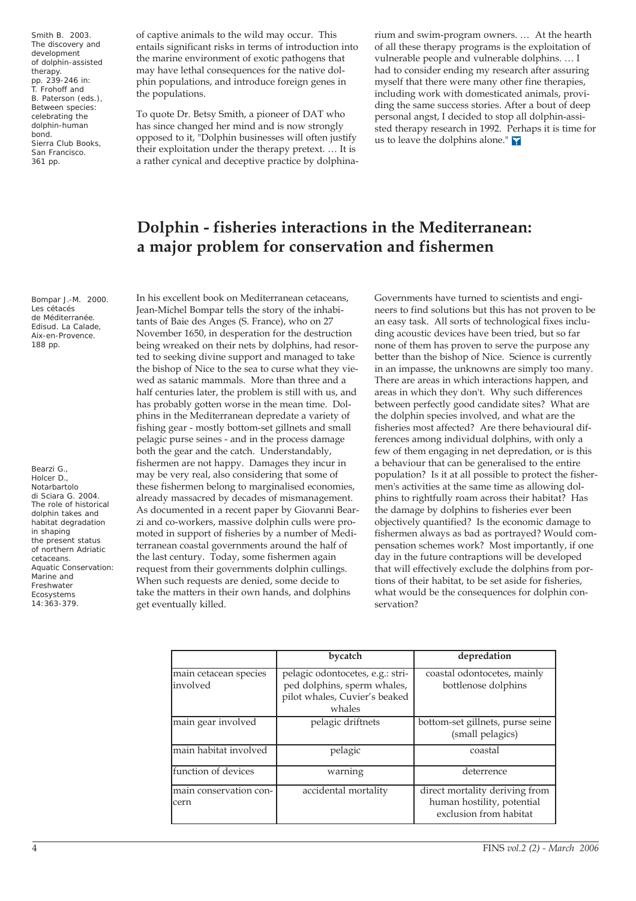Smith B. 2003. The discovery and development of dolphin-assisted therapy. pp. 239-246 in: T. Frohoff and B. Paterson (eds.), Between species: celebrating the dolphin-human bond. Sierra Club Books, San Francisco. 361 pp.

of captive animals to the wild may occur. This entails significant risks in terms of introduction into the marine environment of exotic pathogens that may have lethal consequences for the native dolphin populations, and introduce foreign genes in the populations.

To quote Dr. Betsy Smith, a pioneer of DAT who has since changed her mind and is now strongly opposed to it, "Dolphin businesses will often justify their exploitation under the therapy pretext. … It is a rather cynical and deceptive practice by dolphinarium and swim-program owners. … At the hearth of all these therapy programs is the exploitation of vulnerable people and vulnerable dolphins. … I had to consider ending my research after assuring myself that there were many other fine therapies, including work with domesticated animals, providing the same success stories. After a bout of deep personal angst, I decided to stop all dolphin-assisted therapy research in 1992. Perhaps it is time for us to leave the dolphins alone."

## Dolphin - fisheries interactions in the Mediterranean: a major problem for conservation and fishermen

Bompar J.-M. 2000. Les cétacés de Méditerranée. Edisud. La Calade, Aix-en-Provence. 188 pp.

Bearzi G., Holcer D., Notarbartolo di Sciara G. 2004. The role of historical dolphin takes and habitat degradation in shaping the present status of northern Adriatic cetaceans. Aquatic Conservation: Marine and Freshwater Ecosystems 14:363-379.

In his excellent book on Mediterranean cetaceans, Jean-Michel Bompar tells the story of the inhabitants of Baie des Anges (S. France), who on 27 November 1650, in desperation for the destruction being wreaked on their nets by dolphins, had resorted to seeking divine support and managed to take the bishop of Nice to the sea to curse what they viewed as satanic mammals. More than three and a half centuries later, the problem is still with us, and has probably gotten worse in the mean time. Dolphins in the Mediterranean depredate a variety of fishing gear - mostly bottom-set gillnets and small pelagic purse seines - and in the process damage both the gear and the catch. Understandably, fishermen are not happy. Damages they incur in may be very real, also considering that some of these fishermen belong to marginalised economies, already massacred by decades of mismanagement. As documented in a recent paper by Giovanni Bearzi and co-workers, massive dolphin culls were promoted in support of fisheries by a number of Mediterranean coastal governments around the half of the last century. Today, some fishermen again request from their governments dolphin cullings. When such requests are denied, some decide to take the matters in their own hands, and dolphins get eventually killed.

Governments have turned to scientists and engineers to find solutions but this has not proven to be an easy task. All sorts of technological fixes including acoustic devices have been tried, but so far none of them has proven to serve the purpose any better than the bishop of Nice. Science is currently in an impasse, the unknowns are simply too many. There are areas in which interactions happen, and areas in which they don't. Why such differences between perfectly good candidate sites? What are the dolphin species involved, and what are the fisheries most affected? Are there behavioural differences among individual dolphins, with only a few of them engaging in net depredation, or is this a behaviour that can be generalised to the entire population? Is it at all possible to protect the fishermen's activities at the same time as allowing dolphins to rightfully roam across their habitat? Has the damage by dolphins to fisheries ever been objectively quantified? Is the economic damage to fishermen always as bad as portrayed? Would compensation schemes work? Most importantly, if one day in the future contraptions will be developed that will effectively exclude the dolphins from portions of their habitat, to be set aside for fisheries, what would be the consequences for dolphin conservation?

| | bycatch | depredation |
|---|---|---|
| main cetacean species involved | pelagic odontocetes, e.g.: striped dolphins, sperm whales, pilot whales, Cuvier's beaked whales | coastal odontocetes, mainly bottlenose dolphins |
| main gear involved | pelagic driftnets | bottom-set gillnets, purse seine (small pelagics) |
| main habitat involved | pelagic | coastal |
| function of devices | warning | deterrence |
| main conservation concern | accidental mortality | direct mortality deriving from human hostility, potential exclusion from habitat |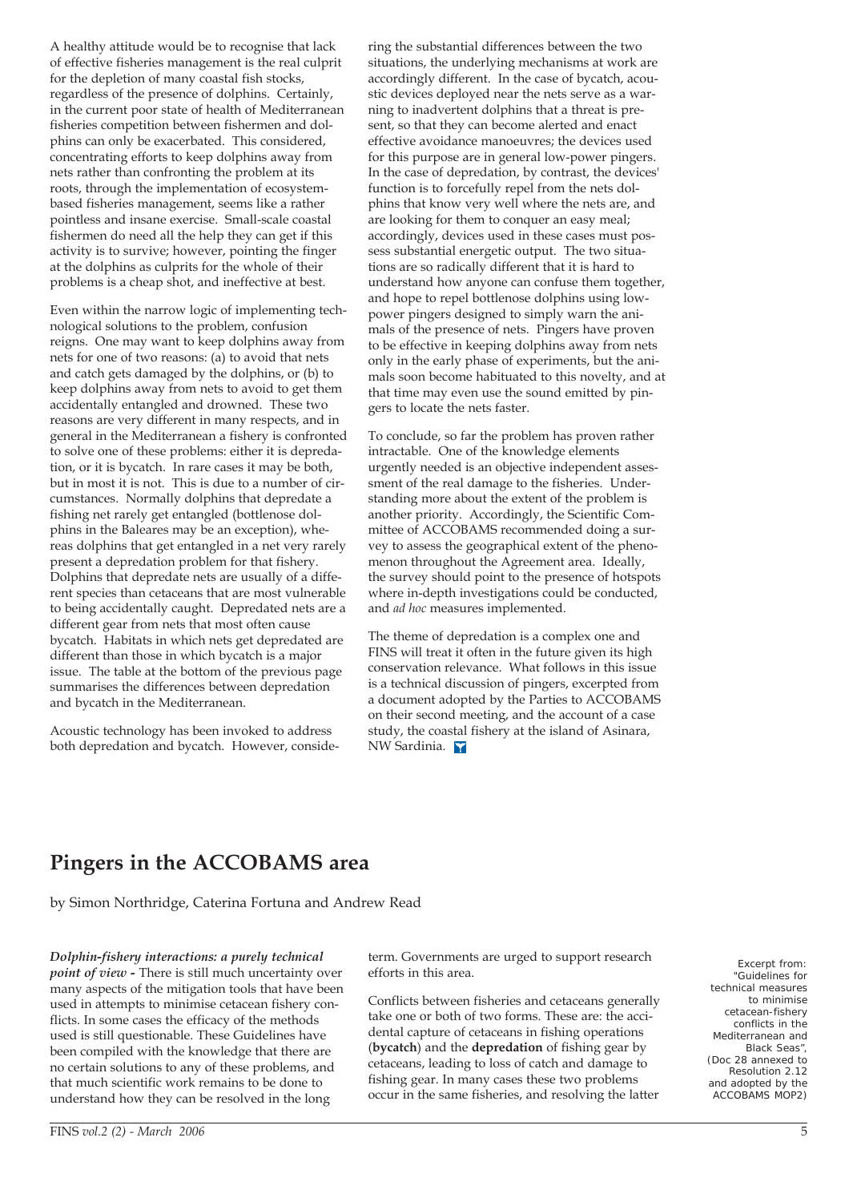A healthy attitude would be to recognise that lack of effective fisheries management is the real culprit for the depletion of many coastal fish stocks, regardless of the presence of dolphins. Certainly, in the current poor state of health of Mediterranean fisheries competition between fishermen and dolphins can only be exacerbated. This considered, concentrating efforts to keep dolphins away from nets rather than confronting the problem at its roots, through the implementation of ecosystem-based fisheries management, seems like a rather pointless and insane exercise. Small-scale coastal fishermen do need all the help they can get if this activity is to survive; however, pointing the finger at the dolphins as culprits for the whole of their problems is a cheap shot, and ineffective at best.

Even within the narrow logic of implementing technological solutions to the problem, confusion reigns. One may want to keep dolphins away from nets for one of two reasons: (a) to avoid that nets and catch gets damaged by the dolphins, or (b) to keep dolphins away from nets to avoid to get them accidentally entangled and drowned. These two reasons are very different in many respects, and in general in the Mediterranean a fishery is confronted to solve one of these problems: either it is depredation, or it is bycatch. In rare cases it may be both, but in most it is not. This is due to a number of circumstances. Normally dolphins that depredate a fishing net rarely get entangled (bottlenose dolphins in the Baleares may be an exception), whereas dolphins that get entangled in a net very rarely present a depredation problem for that fishery. Dolphins that depredate nets are usually of a different species than cetaceans that are most vulnerable to being accidentally caught. Depredated nets are a different gear from nets that most often cause bycatch. Habitats in which nets get depredated are different than those in which bycatch is a major issue. The table at the bottom of the previous page summarises the differences between depredation and bycatch in the Mediterranean.

Acoustic technology has been invoked to address both depredation and bycatch. However, considering the substantial differences between the two situations, the underlying mechanisms at work are accordingly different. In the case of bycatch, acoustic devices deployed near the nets serve as a warning to inadvertent dolphins that a threat is present, so that they can become alerted and enact effective avoidance manoeuvres; the devices used for this purpose are in general low-power pingers. In the case of depredation, by contrast, the devices' function is to forcefully repel from the nets dolphins that know very well where the nets are, and are looking for them to conquer an easy meal; accordingly, devices used in these cases must possess substantial energetic output. The two situations are so radically different that it is hard to understand how anyone can confuse them together, and hope to repel bottlenose dolphins using low-power pingers designed to simply warn the animals of the presence of nets. Pingers have proven to be effective in keeping dolphins away from nets only in the early phase of experiments, but the animals soon become habituated to this novelty, and at that time may even use the sound emitted by pingers to locate the nets faster.

To conclude, so far the problem has proven rather intractable. One of the knowledge elements urgently needed is an objective independent assessment of the real damage to the fisheries. Understanding more about the extent of the problem is another priority. Accordingly, the Scientific Committee of ACCOBAMS recommended doing a survey to assess the geographical extent of the phenomenon throughout the Agreement area. Ideally, the survey should point to the presence of hotspots where in-depth investigations could be conducted, and *ad hoc* measures implemented.

The theme of depredation is a complex one and FINS will treat it often in the future given its high conservation relevance. What follows in this issue is a technical discussion of pingers, excerpted from a document adopted by the Parties to ACCOBAMS on their second meeting, and the account of a case study, the coastal fishery at the island of Asinara, NW Sardinia.

# Pingers in the ACCOBAMS area

by Simon Northridge, Caterina Fortuna and Andrew Read

Excerpt from: "Guidelines for technical measures to minimise cetacean-fishery conflicts in the Mediterranean and Black Seas", (Doc 28 annexed to Resolution 2.12 and adopted by the ACCOBAMS MOP2)

***Dolphin-fishery interactions: a purely technical point of view -*** There is still much uncertainty over many aspects of the mitigation tools that have been used in attempts to minimise cetacean fishery conflicts. In some cases the efficacy of the methods used is still questionable. These Guidelines have been compiled with the knowledge that there are no certain solutions to any of these problems, and that much scientific work remains to be done to understand how they can be resolved in the long term. Governments are urged to support research efforts in this area.

Conflicts between fisheries and cetaceans generally take one or both of two forms. These are: the accidental capture of cetaceans in fishing operations (**bycatch**) and the **depredation** of fishing gear by cetaceans, leading to loss of catch and damage to fishing gear. In many cases these two problems occur in the same fisheries, and resolving the latter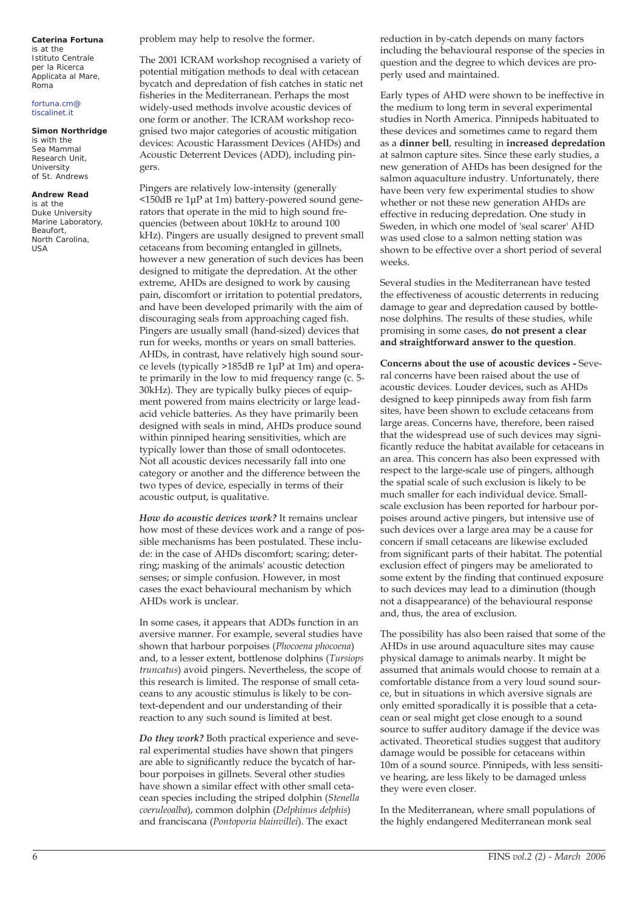**Caterina Fortuna**
is at the Istituto Centrale per la Ricerca Applicata al Mare, Roma

fortuna.cm@tiscalinet.it

**Simon Northridge**
is with the Sea Mammal Research Unit, University of St. Andrews

**Andrew Read**
is at the Duke University Marine Laboratory, Beaufort, North Carolina, USA

problem may help to resolve the former.

The 2001 ICRAM workshop recognised a variety of potential mitigation methods to deal with cetacean bycatch and depredation of fish catches in static net fisheries in the Mediterranean. Perhaps the most widely-used methods involve acoustic devices of one form or another. The ICRAM workshop recognised two major categories of acoustic mitigation devices: Acoustic Harassment Devices (AHDs) and Acoustic Deterrent Devices (ADD), including pingers.

Pingers are relatively low-intensity (generally <150dB re 1μP at 1m) battery-powered sound generators that operate in the mid to high sound frequencies (between about 10kHz to around 100 kHz). Pingers are usually designed to prevent small cetaceans from becoming entangled in gillnets, however a new generation of such devices has been designed to mitigate the depredation. At the other extreme, AHDs are designed to work by causing pain, discomfort or irritation to potential predators, and have been developed primarily with the aim of discouraging seals from approaching caged fish. Pingers are usually small (hand-sized) devices that run for weeks, months or years on small batteries. AHDs, in contrast, have relatively high sound source levels (typically >185dB re 1μP at 1m) and operate primarily in the low to mid frequency range (c. 5-30kHz). They are typically bulky pieces of equipment powered from mains electricity or large lead-acid vehicle batteries. As they have primarily been designed with seals in mind, AHDs produce sound within pinniped hearing sensitivities, which are typically lower than those of small odontocetes. Not all acoustic devices necessarily fall into one category or another and the difference between the two types of device, especially in terms of their acoustic output, is qualitative.

***How do acoustic devices work?*** It remains unclear how most of these devices work and a range of possible mechanisms has been postulated. These include: in the case of AHDs discomfort; scaring; deterring; masking of the animals' acoustic detection senses; or simple confusion. However, in most cases the exact behavioural mechanism by which AHDs work is unclear.

In some cases, it appears that ADDs function in an aversive manner. For example, several studies have shown that harbour porpoises (*Phocoena phocoena*) and, to a lesser extent, bottlenose dolphins (*Tursiops truncatus*) avoid pingers. Nevertheless, the scope of this research is limited. The response of small cetaceans to any acoustic stimulus is likely to be context-dependent and our understanding of their reaction to any such sound is limited at best.

***Do they work?*** Both practical experience and several experimental studies have shown that pingers are able to significantly reduce the bycatch of harbour porpoises in gillnets. Several other studies have shown a similar effect with other small cetacean species including the striped dolphin (*Stenella coeruleoalba*), common dolphin (*Delphinus delphis*) and franciscana (*Pontoporia blainvillei*). The exact reduction in by-catch depends on many factors including the behavioural response of the species in question and the degree to which devices are properly used and maintained.

Early types of AHD were shown to be ineffective in the medium to long term in several experimental studies in North America. Pinnipeds habituated to these devices and sometimes came to regard them as a **dinner bell**, resulting in **increased depredation** at salmon capture sites. Since these early studies, a new generation of AHDs has been designed for the salmon aquaculture industry. Unfortunately, there have been very few experimental studies to show whether or not these new generation AHDs are effective in reducing depredation. One study in Sweden, in which one model of 'seal scarer' AHD was used close to a salmon netting station was shown to be effective over a short period of several weeks.

Several studies in the Mediterranean have tested the effectiveness of acoustic deterrents in reducing damage to gear and depredation caused by bottlenose dolphins. The results of these studies, while promising in some cases, **do not present a clear and straightforward answer to the question**.

**Concerns about the use of acoustic devices -** Several concerns have been raised about the use of acoustic devices. Louder devices, such as AHDs designed to keep pinnipeds away from fish farm sites, have been shown to exclude cetaceans from large areas. Concerns have, therefore, been raised that the widespread use of such devices may significantly reduce the habitat available for cetaceans in an area. This concern has also been expressed with respect to the large-scale use of pingers, although the spatial scale of such exclusion is likely to be much smaller for each individual device. Small-scale exclusion has been reported for harbour porpoises around active pingers, but intensive use of such devices over a large area may be a cause for concern if small cetaceans are likewise excluded from significant parts of their habitat. The potential exclusion effect of pingers may be ameliorated to some extent by the finding that continued exposure to such devices may lead to a diminution (though not a disappearance) of the behavioural response and, thus, the area of exclusion.

The possibility has also been raised that some of the AHDs in use around aquaculture sites may cause physical damage to animals nearby. It might be assumed that animals would choose to remain at a comfortable distance from a very loud sound source, but in situations in which aversive signals are only emitted sporadically it is possible that a cetacean or seal might get close enough to a sound source to suffer auditory damage if the device was activated. Theoretical studies suggest that auditory damage would be possible for cetaceans within 10m of a sound source. Pinnipeds, with less sensitive hearing, are less likely to be damaged unless they were even closer.

In the Mediterranean, where small populations of the highly endangered Mediterranean monk seal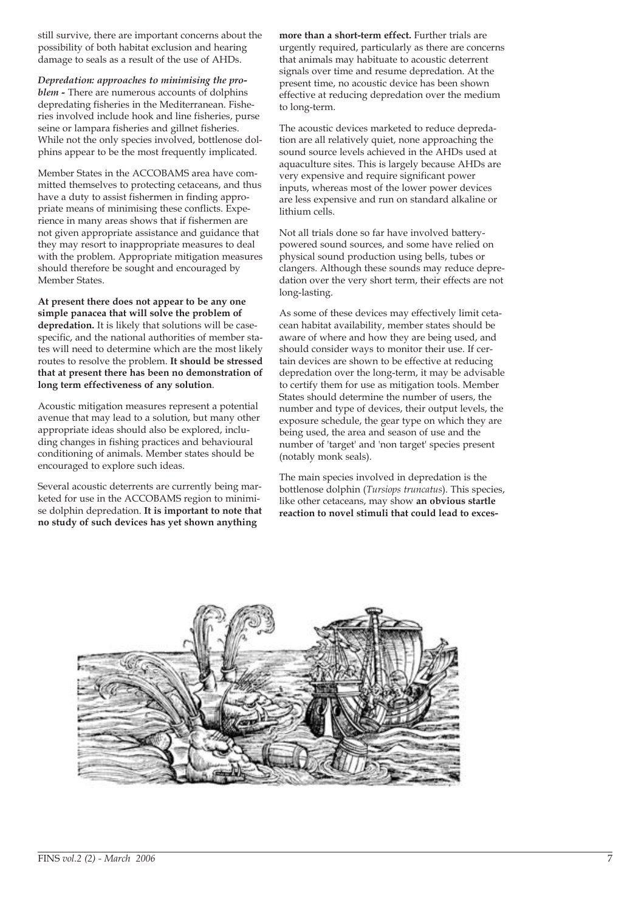still survive, there are important concerns about the possibility of both habitat exclusion and hearing damage to seals as a result of the use of AHDs.

***Depredation: approaches to minimising the problem -*** There are numerous accounts of dolphins depredating fisheries in the Mediterranean. Fisheries involved include hook and line fisheries, purse seine or lampara fisheries and gillnet fisheries. While not the only species involved, bottlenose dolphins appear to be the most frequently implicated.

Member States in the ACCOBAMS area have committed themselves to protecting cetaceans, and thus have a duty to assist fishermen in finding appropriate means of minimising these conflicts. Experience in many areas shows that if fishermen are not given appropriate assistance and guidance that they may resort to inappropriate measures to deal with the problem. Appropriate mitigation measures should therefore be sought and encouraged by Member States.

**At present there does not appear to be any one simple panacea that will solve the problem of depredation.** It is likely that solutions will be case-specific, and the national authorities of member states will need to determine which are the most likely routes to resolve the problem. **It should be stressed that at present there has been no demonstration of long term effectiveness of any solution**.

Acoustic mitigation measures represent a potential avenue that may lead to a solution, but many other appropriate ideas should also be explored, including changes in fishing practices and behavioural conditioning of animals. Member states should be encouraged to explore such ideas.

Several acoustic deterrents are currently being marketed for use in the ACCOBAMS region to minimise dolphin depredation. **It is important to note that no study of such devices has yet shown anything more than a short-term effect.** Further trials are urgently required, particularly as there are concerns that animals may habituate to acoustic deterrent signals over time and resume depredation. At the present time, no acoustic device has been shown effective at reducing depredation over the medium to long-term.

The acoustic devices marketed to reduce depredation are all relatively quiet, none approaching the sound source levels achieved in the AHDs used at aquaculture sites. This is largely because AHDs are very expensive and require significant power inputs, whereas most of the lower power devices are less expensive and run on standard alkaline or lithium cells.

Not all trials done so far have involved battery-powered sound sources, and some have relied on physical sound production using bells, tubes or clangers. Although these sounds may reduce depredation over the very short term, their effects are not long-lasting.

As some of these devices may effectively limit cetacean habitat availability, member states should be aware of where and how they are being used, and should consider ways to monitor their use. If certain devices are shown to be effective at reducing depredation over the long-term, it may be advisable to certify them for use as mitigation tools. Member States should determine the number of users, the number and type of devices, their output levels, the exposure schedule, the gear type on which they are being used, the area and season of use and the number of 'target' and 'non target' species present (notably monk seals).

The main species involved in depredation is the bottlenose dolphin (*Tursiops truncatus*). This species, like other cetaceans, may show **an obvious startle reaction to novel stimuli that could lead to exces-**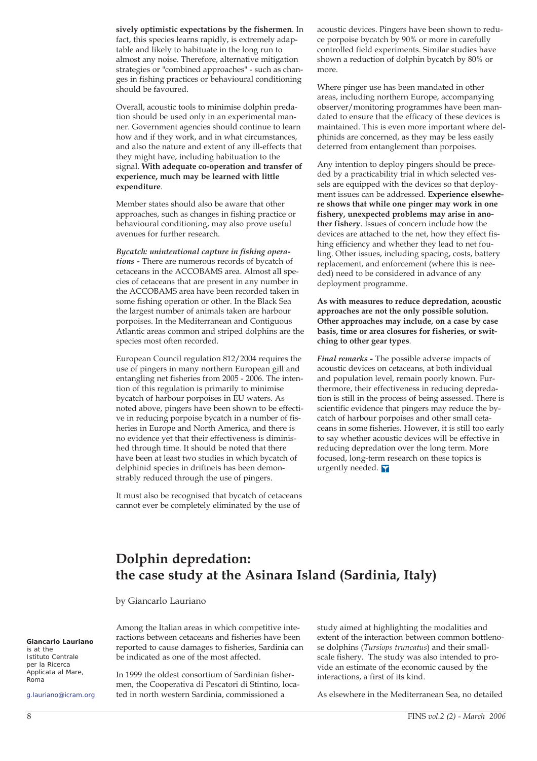**sively optimistic expectations by the fishermen**. In fact, this species learns rapidly, is extremely adaptable and likely to habituate in the long run to almost any noise. Therefore, alternative mitigation strategies or "combined approaches" - such as changes in fishing practices or behavioural conditioning should be favoured.

Overall, acoustic tools to minimise dolphin predation should be used only in an experimental manner. Government agencies should continue to learn how and if they work, and in what circumstances, and also the nature and extent of any ill-effects that they might have, including habituation to the signal. **With adequate co-operation and transfer of experience, much may be learned with little expenditure**.

Member states should also be aware that other approaches, such as changes in fishing practice or behavioural conditioning, may also prove useful avenues for further research.

***Bycatch: unintentional capture in fishing operations* -** There are numerous records of bycatch of cetaceans in the ACCOBAMS area. Almost all species of cetaceans that are present in any number in the ACCOBAMS area have been recorded taken in some fishing operation or other. In the Black Sea the largest number of animals taken are harbour porpoises. In the Mediterranean and Contiguous Atlantic areas common and striped dolphins are the species most often recorded.

European Council regulation 812/2004 requires the use of pingers in many northern European gill and entangling net fisheries from 2005 - 2006. The intention of this regulation is primarily to minimise bycatch of harbour porpoises in EU waters. As noted above, pingers have been shown to be effective in reducing porpoise bycatch in a number of fisheries in Europe and North America, and there is no evidence yet that their effectiveness is diminished through time. It should be noted that there have been at least two studies in which bycatch of delphinid species in driftnets has been demonstrably reduced through the use of pingers.

It must also be recognised that bycatch of cetaceans cannot ever be completely eliminated by the use of acoustic devices. Pingers have been shown to reduce porpoise bycatch by 90% or more in carefully controlled field experiments. Similar studies have shown a reduction of dolphin bycatch by 80% or more.

Where pinger use has been mandated in other areas, including northern Europe, accompanying observer/monitoring programmes have been mandated to ensure that the efficacy of these devices is maintained. This is even more important where delphinids are concerned, as they may be less easily deterred from entanglement than porpoises.

Any intention to deploy pingers should be preceded by a practicability trial in which selected vessels are equipped with the devices so that deployment issues can be addressed. **Experience elsewhere shows that while one pinger may work in one fishery, unexpected problems may arise in another fishery**. Issues of concern include how the devices are attached to the net, how they effect fishing efficiency and whether they lead to net fouling. Other issues, including spacing, costs, battery replacement, and enforcement (where this is needed) need to be considered in advance of any deployment programme.

**As with measures to reduce depredation, acoustic approaches are not the only possible solution. Other approaches may include, on a case by case basis, time or area closures for fisheries, or switching to other gear types**.

***Final remarks* -** The possible adverse impacts of acoustic devices on cetaceans, at both individual and population level, remain poorly known. Furthermore, their effectiveness in reducing depredation is still in the process of being assessed. There is scientific evidence that pingers may reduce the bycatch of harbour porpoises and other small cetaceans in some fisheries. However, it is still too early to say whether acoustic devices will be effective in reducing depredation over the long term. More focused, long-term research on these topics is urgently needed.

# Dolphin depredation: the case study at the Asinara Island (Sardinia, Italy)

by Giancarlo Lauriano

**Giancarlo Lauriano** is at the Istituto Centrale per la Ricerca Applicata al Mare, Roma

g.lauriano@icram.org

Among the Italian areas in which competitive interactions between cetaceans and fisheries have been reported to cause damages to fisheries, Sardinia can be indicated as one of the most affected.

In 1999 the oldest consortium of Sardinian fishermen, the Cooperativa di Pescatori di Stintino, located in north western Sardinia, commissioned a study aimed at highlighting the modalities and extent of the interaction between common bottlenose dolphins (*Tursiops truncatus*) and their small-scale fishery. The study was also intended to provide an estimate of the economic caused by the interactions, a first of its kind.

As elsewhere in the Mediterranean Sea, no detailed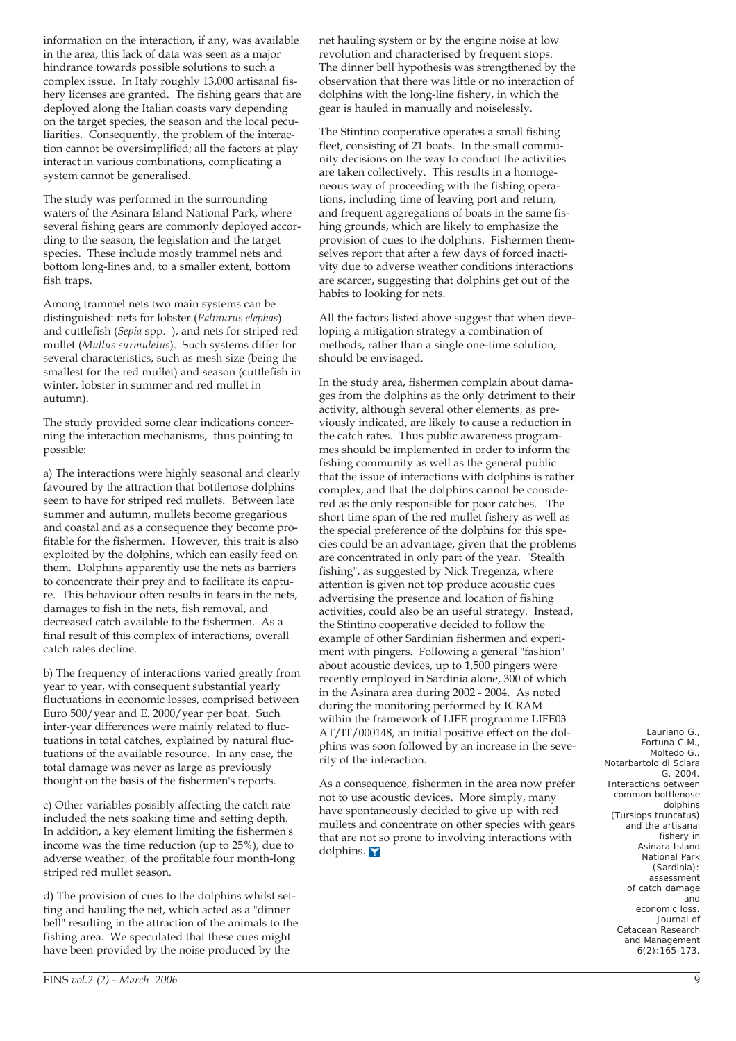information on the interaction, if any, was available in the area; this lack of data was seen as a major hindrance towards possible solutions to such a complex issue. In Italy roughly 13,000 artisanal fishery licenses are granted. The fishing gears that are deployed along the Italian coasts vary depending on the target species, the season and the local peculiarities. Consequently, the problem of the interaction cannot be oversimplified; all the factors at play interact in various combinations, complicating a system cannot be generalised.

The study was performed in the surrounding waters of the Asinara Island National Park, where several fishing gears are commonly deployed according to the season, the legislation and the target species. These include mostly trammel nets and bottom long-lines and, to a smaller extent, bottom fish traps.

Among trammel nets two main systems can be distinguished: nets for lobster (*Palinurus elephas*) and cuttlefish (*Sepia* spp. ), and nets for striped red mullet (*Mullus surmuletus*). Such systems differ for several characteristics, such as mesh size (being the smallest for the red mullet) and season (cuttlefish in winter, lobster in summer and red mullet in autumn).

The study provided some clear indications concerning the interaction mechanisms, thus pointing to possible:

a) The interactions were highly seasonal and clearly favoured by the attraction that bottlenose dolphins seem to have for striped red mullets. Between late summer and autumn, mullets become gregarious and coastal and as a consequence they become profitable for the fishermen. However, this trait is also exploited by the dolphins, which can easily feed on them. Dolphins apparently use the nets as barriers to concentrate their prey and to facilitate its capture. This behaviour often results in tears in the nets, damages to fish in the nets, fish removal, and decreased catch available to the fishermen. As a final result of this complex of interactions, overall catch rates decline.

b) The frequency of interactions varied greatly from year to year, with consequent substantial yearly fluctuations in economic losses, comprised between Euro 500/year and E. 2000/year per boat. Such inter-year differences were mainly related to fluctuations in total catches, explained by natural fluctuations of the available resource. In any case, the total damage was never as large as previously thought on the basis of the fishermen's reports.

c) Other variables possibly affecting the catch rate included the nets soaking time and setting depth. In addition, a key element limiting the fishermen's income was the time reduction (up to 25%), due to adverse weather, of the profitable four month-long striped red mullet season.

d) The provision of cues to the dolphins whilst setting and hauling the net, which acted as a "dinner bell" resulting in the attraction of the animals to the fishing area. We speculated that these cues might have been provided by the noise produced by the net hauling system or by the engine noise at low revolution and characterised by frequent stops. The dinner bell hypothesis was strengthened by the observation that there was little or no interaction of dolphins with the long-line fishery, in which the gear is hauled in manually and noiselessly.

The Stintino cooperative operates a small fishing fleet, consisting of 21 boats. In the small community decisions on the way to conduct the activities are taken collectively. This results in a homogeneous way of proceeding with the fishing operations, including time of leaving port and return, and frequent aggregations of boats in the same fishing grounds, which are likely to emphasize the provision of cues to the dolphins. Fishermen themselves report that after a few days of forced inactivity due to adverse weather conditions interactions are scarcer, suggesting that dolphins get out of the habits to looking for nets.

All the factors listed above suggest that when developing a mitigation strategy a combination of methods, rather than a single one-time solution, should be envisaged.

In the study area, fishermen complain about damages from the dolphins as the only detriment to their activity, although several other elements, as previously indicated, are likely to cause a reduction in the catch rates. Thus public awareness programmes should be implemented in order to inform the fishing community as well as the general public that the issue of interactions with dolphins is rather complex, and that the dolphins cannot be considered as the only responsible for poor catches. The short time span of the red mullet fishery as well as the special preference of the dolphins for this species could be an advantage, given that the problems are concentrated in only part of the year. "Stealth fishing", as suggested by Nick Tregenza, where attention is given not top produce acoustic cues advertising the presence and location of fishing activities, could also be an useful strategy. Instead, the Stintino cooperative decided to follow the example of other Sardinian fishermen and experiment with pingers. Following a general "fashion" about acoustic devices, up to 1,500 pingers were recently employed in Sardinia alone, 300 of which in the Asinara area during 2002 - 2004. As noted during the monitoring performed by ICRAM within the framework of LIFE programme LIFE03 AT/IT/000148, an initial positive effect on the dolphins was soon followed by an increase in the severity of the interaction.

As a consequence, fishermen in the area now prefer not to use acoustic devices. More simply, many have spontaneously decided to give up with red mullets and concentrate on other species with gears that are not so prone to involving interactions with dolphins.

Lauriano G., Fortuna C.M., Moltedo G., Notarbartolo di Sciara G. 2004. Interactions between common bottlenose dolphins (Tursiops truncatus) and the artisanal fishery in Asinara Island National Park (Sardinia): assessment of catch damage and economic loss. Journal of Cetacean Research and Management 6(2):165-173.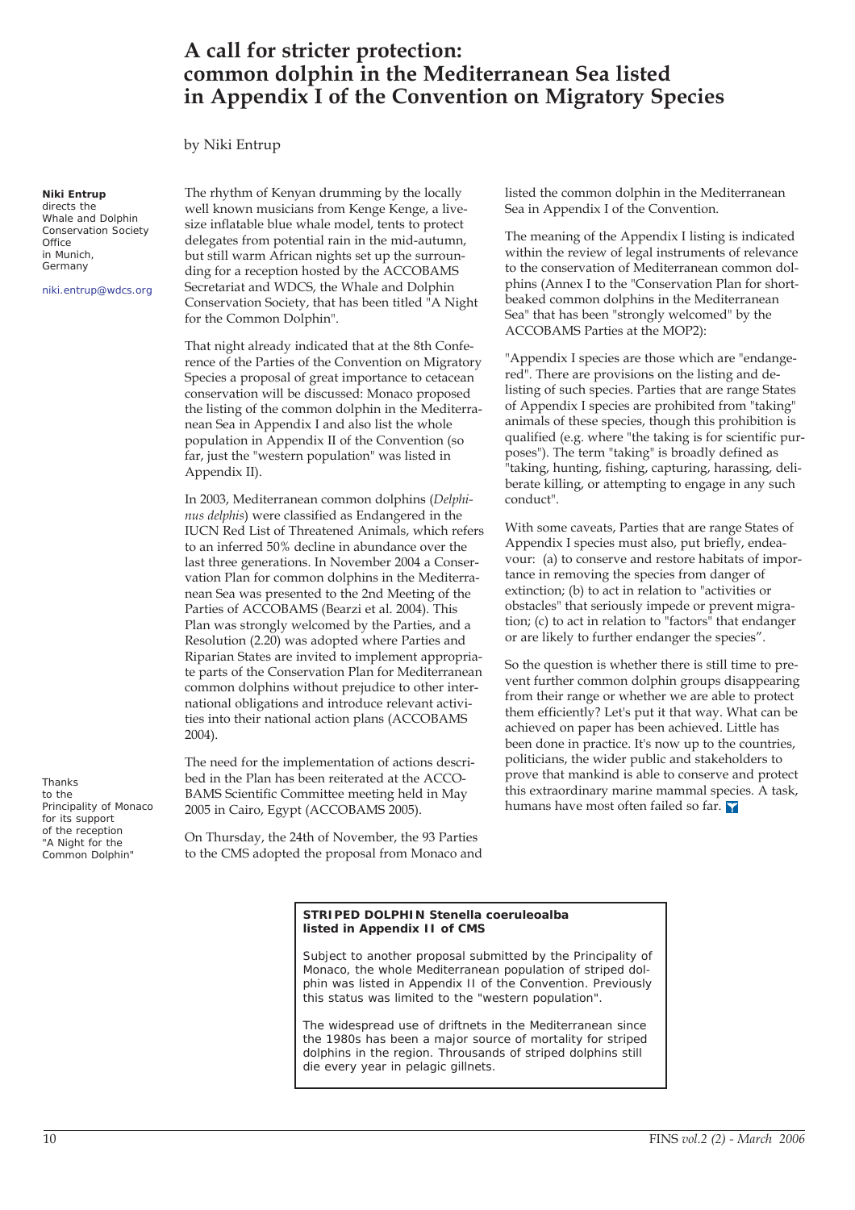# A call for stricter protection: common dolphin in the Mediterranean Sea listed in Appendix I of the Convention on Migratory Species

by Niki Entrup

**Niki Entrup** directs the Whale and Dolphin Conservation Society Office in Munich, Germany

niki.entrup@wdcs.org

The rhythm of Kenyan drumming by the locally well known musicians from Kenge Kenge, a live-size inflatable blue whale model, tents to protect delegates from potential rain in the mid-autumn, but still warm African nights set up the surrounding for a reception hosted by the ACCOBAMS Secretariat and WDCS, the Whale and Dolphin Conservation Society, that has been titled "A Night for the Common Dolphin".

That night already indicated that at the 8th Conference of the Parties of the Convention on Migratory Species a proposal of great importance to cetacean conservation will be discussed: Monaco proposed the listing of the common dolphin in the Mediterranean Sea in Appendix I and also list the whole population in Appendix II of the Convention (so far, just the "western population" was listed in Appendix II).

In 2003, Mediterranean common dolphins (*Delphinus delphis*) were classified as Endangered in the IUCN Red List of Threatened Animals, which refers to an inferred 50% decline in abundance over the last three generations. In November 2004 a Conservation Plan for common dolphins in the Mediterranean Sea was presented to the 2nd Meeting of the Parties of ACCOBAMS (Bearzi et al. 2004). This Plan was strongly welcomed by the Parties, and a Resolution (2.20) was adopted where Parties and Riparian States are invited to implement appropriate parts of the Conservation Plan for Mediterranean common dolphins without prejudice to other international obligations and introduce relevant activities into their national action plans (ACCOBAMS 2004).

The need for the implementation of actions described in the Plan has been reiterated at the ACCOBAMS Scientific Committee meeting held in May 2005 in Cairo, Egypt (ACCOBAMS 2005).

On Thursday, the 24th of November, the 93 Parties to the CMS adopted the proposal from Monaco and listed the common dolphin in the Mediterranean Sea in Appendix I of the Convention.

The meaning of the Appendix I listing is indicated within the review of legal instruments of relevance to the conservation of Mediterranean common dolphins (Annex I to the "Conservation Plan for short-beaked common dolphins in the Mediterranean Sea" that has been "strongly welcomed" by the ACCOBAMS Parties at the MOP2):

"Appendix I species are those which are "endangered". There are provisions on the listing and delisting of such species. Parties that are range States of Appendix I species are prohibited from "taking" animals of these species, though this prohibition is qualified (e.g. where "the taking is for scientific purposes"). The term "taking" is broadly defined as "taking, hunting, fishing, capturing, harassing, deliberate killing, or attempting to engage in any such conduct".

With some caveats, Parties that are range States of Appendix I species must also, put briefly, endeavour: (a) to conserve and restore habitats of importance in removing the species from danger of extinction; (b) to act in relation to "activities or obstacles" that seriously impede or prevent migration; (c) to act in relation to "factors" that endanger or are likely to further endanger the species".

So the question is whether there is still time to prevent further common dolphin groups disappearing from their range or whether we are able to protect them efficiently? Let's put it that way. What can be achieved on paper has been achieved. Little has been done in practice. It's now up to the countries, politicians, the wider public and stakeholders to prove that mankind is able to conserve and protect this extraordinary marine mammal species. A task, humans have most often failed so far.

Thanks to the Principality of Monaco for its support of the reception "A Night for the Common Dolphin"

**STRIPED DOLPHIN Stenella coeruleoalba listed in Appendix II of CMS**

Subject to another proposal submitted by the Principality of Monaco, the whole Mediterranean population of striped dolphin was listed in Appendix II of the Convention. Previously this status was limited to the "western population".

The widespread use of driftnets in the Mediterranean since the 1980s has been a major source of mortality for striped dolphins in the region. Throusands of striped dolphins still die every year in pelagic gillnets.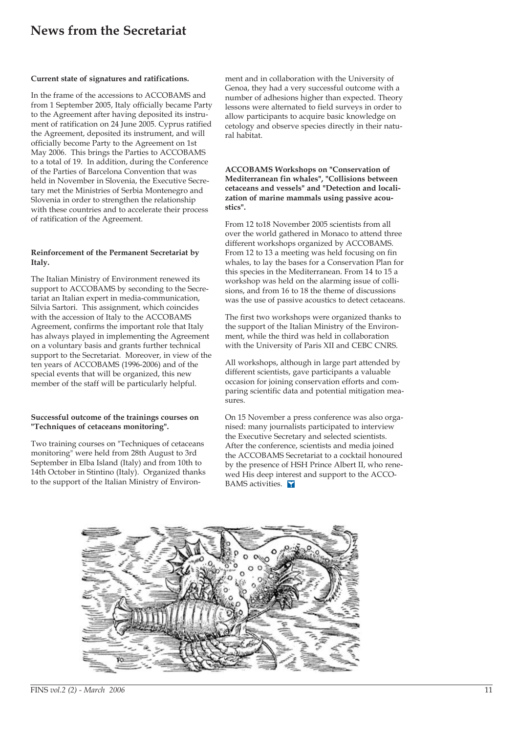# News from the Secretariat

**Current state of signatures and ratifications.**

In the frame of the accessions to ACCOBAMS and from 1 September 2005, Italy officially became Party to the Agreement after having deposited its instrument of ratification on 24 June 2005. Cyprus ratified the Agreement, deposited its instrument, and will officially become Party to the Agreement on 1st May 2006. This brings the Parties to ACCOBAMS to a total of 19. In addition, during the Conference of the Parties of Barcelona Convention that was held in November in Slovenia, the Executive Secretary met the Ministries of Serbia Montenegro and Slovenia in order to strengthen the relationship with these countries and to accelerate their process of ratification of the Agreement.

**Reinforcement of the Permanent Secretariat by Italy.**

The Italian Ministry of Environment renewed its support to ACCOBAMS by seconding to the Secretariat an Italian expert in media-communication, Silvia Sartori. This assignment, which coincides with the accession of Italy to the ACCOBAMS Agreement, confirms the important role that Italy has always played in implementing the Agreement on a voluntary basis and grants further technical support to the Secretariat. Moreover, in view of the ten years of ACCOBAMS (1996-2006) and of the special events that will be organized, this new member of the staff will be particularly helpful.

**Successful outcome of the trainings courses on "Techniques of cetaceans monitoring".**

Two training courses on "Techniques of cetaceans monitoring" were held from 28th August to 3rd September in Elba Island (Italy) and from 10th to 14th October in Stintino (Italy). Organized thanks to the support of the Italian Ministry of Environment and in collaboration with the University of Genoa, they had a very successful outcome with a number of adhesions higher than expected. Theory lessons were alternated to field surveys in order to allow participants to acquire basic knowledge on cetology and observe species directly in their natural habitat.

**ACCOBAMS Workshops on "Conservation of Mediterranean fin whales", "Collisions between cetaceans and vessels" and "Detection and localization of marine mammals using passive acoustics".**

From 12 to18 November 2005 scientists from all over the world gathered in Monaco to attend three different workshops organized by ACCOBAMS. From 12 to 13 a meeting was held focusing on fin whales, to lay the bases for a Conservation Plan for this species in the Mediterranean. From 14 to 15 a workshop was held on the alarming issue of collisions, and from 16 to 18 the theme of discussions was the use of passive acoustics to detect cetaceans.

The first two workshops were organized thanks to the support of the Italian Ministry of the Environment, while the third was held in collaboration with the University of Paris XII and CEBC CNRS.

All workshops, although in large part attended by different scientists, gave participants a valuable occasion for joining conservation efforts and comparing scientific data and potential mitigation measures.

On 15 November a press conference was also organised: many journalists participated to interview the Executive Secretary and selected scientists. After the conference, scientists and media joined the ACCOBAMS Secretariat to a cocktail honoured by the presence of HSH Prince Albert II, who renewed His deep interest and support to the ACCOBAMS activities.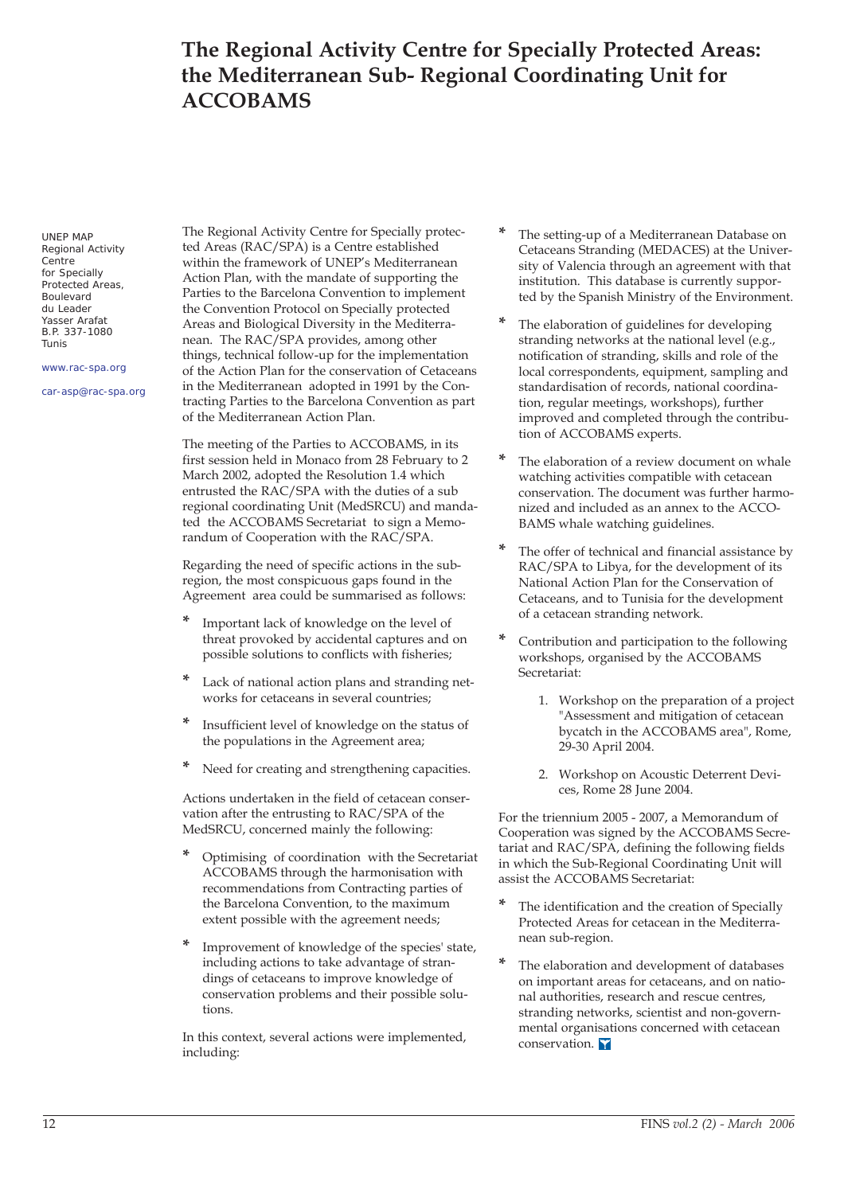# The Regional Activity Centre for Specially Protected Areas: the Mediterranean Sub- Regional Coordinating Unit for ACCOBAMS

UNEP MAP
Regional Activity Centre
for Specially Protected Areas,
Boulevard du Leader Yasser Arafat
B.P. 337-1080 Tunis

www.rac-spa.org

car-asp@rac-spa.org

The Regional Activity Centre for Specially protected Areas (RAC/SPA) is a Centre established within the framework of UNEP's Mediterranean Action Plan, with the mandate of supporting the Parties to the Barcelona Convention to implement the Convention Protocol on Specially protected Areas and Biological Diversity in the Mediterranean. The RAC/SPA provides, among other things, technical follow-up for the implementation of the Action Plan for the conservation of Cetaceans in the Mediterranean adopted in 1991 by the Contracting Parties to the Barcelona Convention as part of the Mediterranean Action Plan.

The meeting of the Parties to ACCOBAMS, in its first session held in Monaco from 28 February to 2 March 2002, adopted the Resolution 1.4 which entrusted the RAC/SPA with the duties of a sub regional coordinating Unit (MedSRCU) and mandated the ACCOBAMS Secretariat to sign a Memorandum of Cooperation with the RAC/SPA.

Regarding the need of specific actions in the sub-region, the most conspicuous gaps found in the Agreement area could be summarised as follows:

* Important lack of knowledge on the level of threat provoked by accidental captures and on possible solutions to conflicts with fisheries;
* Lack of national action plans and stranding networks for cetaceans in several countries;
* Insufficient level of knowledge on the status of the populations in the Agreement area;
* Need for creating and strengthening capacities.

Actions undertaken in the field of cetacean conservation after the entrusting to RAC/SPA of the MedSRCU, concerned mainly the following:

* Optimising of coordination with the Secretariat ACCOBAMS through the harmonisation with recommendations from Contracting parties of the Barcelona Convention, to the maximum extent possible with the agreement needs;
* Improvement of knowledge of the species' state, including actions to take advantage of strandings of cetaceans to improve knowledge of conservation problems and their possible solutions.

In this context, several actions were implemented, including:

* The setting-up of a Mediterranean Database on Cetaceans Stranding (MEDACES) at the University of Valencia through an agreement with that institution. This database is currently supported by the Spanish Ministry of the Environment.
* The elaboration of guidelines for developing stranding networks at the national level (e.g., notification of stranding, skills and role of the local correspondents, equipment, sampling and standardisation of records, national coordination, regular meetings, workshops), further improved and completed through the contribution of ACCOBAMS experts.
* The elaboration of a review document on whale watching activities compatible with cetacean conservation. The document was further harmonized and included as an annex to the ACCOBAMS whale watching guidelines.
* The offer of technical and financial assistance by RAC/SPA to Libya, for the development of its National Action Plan for the Conservation of Cetaceans, and to Tunisia for the development of a cetacean stranding network.
* Contribution and participation to the following workshops, organised by the ACCOBAMS Secretariat:
    1. Workshop on the preparation of a project "Assessment and mitigation of cetacean bycatch in the ACCOBAMS area", Rome, 29-30 April 2004.
    2. Workshop on Acoustic Deterrent Devices, Rome 28 June 2004.

For the triennium 2005 - 2007, a Memorandum of Cooperation was signed by the ACCOBAMS Secretariat and RAC/SPA, defining the following fields in which the Sub-Regional Coordinating Unit will assist the ACCOBAMS Secretariat:

* The identification and the creation of Specially Protected Areas for cetacean in the Mediterranean sub-region.
* The elaboration and development of databases on important areas for cetaceans, and on national authorities, research and rescue centres, stranding networks, scientist and non-governmental organisations concerned with cetacean conservation.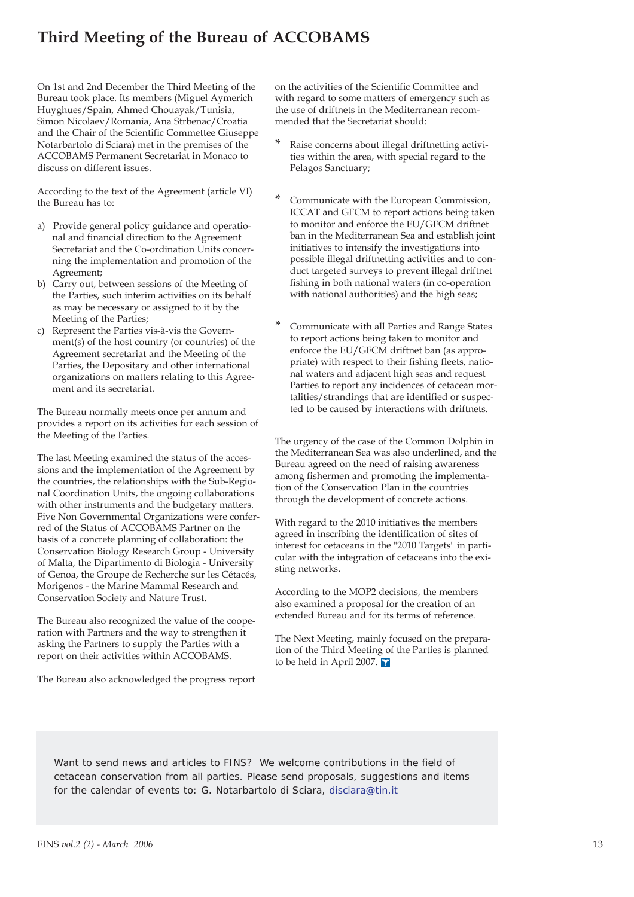# Third Meeting of the Bureau of ACCOBAMS

On 1st and 2nd December the Third Meeting of the Bureau took place. Its members (Miguel Aymerich Huyghues/Spain, Ahmed Chouayak/Tunisia, Simon Nicolaev/Romania, Ana Strbenac/Croatia and the Chair of the Scientific Commettee Giuseppe Notarbartolo di Sciara) met in the premises of the ACCOBAMS Permanent Secretariat in Monaco to discuss on different issues.

According to the text of the Agreement (article VI) the Bureau has to:

a) Provide general policy guidance and operational and financial direction to the Agreement Secretariat and the Co-ordination Units concerning the implementation and promotion of the Agreement;
b) Carry out, between sessions of the Meeting of the Parties, such interim activities on its behalf as may be necessary or assigned to it by the Meeting of the Parties;
c) Represent the Parties vis-à-vis the Government(s) of the host country (or countries) of the Agreement secretariat and the Meeting of the Parties, the Depositary and other international organizations on matters relating to this Agreement and its secretariat.

The Bureau normally meets once per annum and provides a report on its activities for each session of the Meeting of the Parties.

The last Meeting examined the status of the accessions and the implementation of the Agreement by the countries, the relationships with the Sub-Regional Coordination Units, the ongoing collaborations with other instruments and the budgetary matters. Five Non Governmental Organizations were conferred of the Status of ACCOBAMS Partner on the basis of a concrete planning of collaboration: the Conservation Biology Research Group - University of Malta, the Dipartimento di Biologia - University of Genoa, the Groupe de Recherche sur les Cétacés, Morigenos - the Marine Mammal Research and Conservation Society and Nature Trust.

The Bureau also recognized the value of the cooperation with Partners and the way to strengthen it asking the Partners to supply the Parties with a report on their activities within ACCOBAMS.

The Bureau also acknowledged the progress report on the activities of the Scientific Committee and with regard to some matters of emergency such as the use of driftnets in the Mediterranean recommended that the Secretariat should:

* Raise concerns about illegal driftnetting activities within the area, with special regard to the Pelagos Sanctuary;

* Communicate with the European Commission, ICCAT and GFCM to report actions being taken to monitor and enforce the EU/GFCM driftnet ban in the Mediterranean Sea and establish joint initiatives to intensify the investigations into possible illegal driftnetting activities and to conduct targeted surveys to prevent illegal driftnet fishing in both national waters (in co-operation with national authorities) and the high seas;

* Communicate with all Parties and Range States to report actions being taken to monitor and enforce the EU/GFCM driftnet ban (as appropriate) with respect to their fishing fleets, national waters and adjacent high seas and request Parties to report any incidences of cetacean mortalities/strandings that are identified or suspected to be caused by interactions with driftnets.

The urgency of the case of the Common Dolphin in the Mediterranean Sea was also underlined, and the Bureau agreed on the need of raising awareness among fishermen and promoting the implementation of the Conservation Plan in the countries through the development of concrete actions.

With regard to the 2010 initiatives the members agreed in inscribing the identification of sites of interest for cetaceans in the "2010 Targets" in particular with the integration of cetaceans into the existing networks.

According to the MOP2 decisions, the members also examined a proposal for the creation of an extended Bureau and for its terms of reference.

The Next Meeting, mainly focused on the preparation of the Third Meeting of the Parties is planned to be held in April 2007.

Want to send news and articles to FINS? We welcome contributions in the field of cetacean conservation from all parties. Please send proposals, suggestions and items for the calendar of events to: G. Notarbartolo di Sciara, disciara@tin.it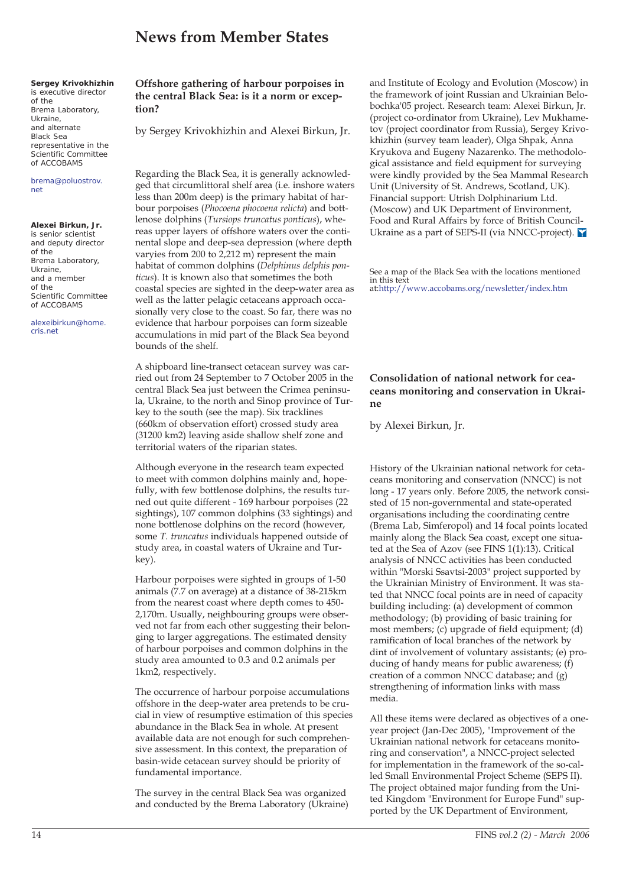# News from Member States

**Sergey Krivokhizhin** is executive director of the Brema Laboratory, Ukraine, and alternate Black Sea representative in the Scientific Committee of ACCOBAMS

brema@poluostrov.net

**Alexei Birkun, Jr.** is senior scientist and deputy director of the Brema Laboratory, Ukraine, and a member of the Scientific Committee of ACCOBAMS

alexeibirkun@home.cris.net

## Offshore gathering of harbour porpoises in the central Black Sea: is it a norm or exception?

by Sergey Krivokhizhin and Alexei Birkun, Jr.

Regarding the Black Sea, it is generally acknowledged that circumlittoral shelf area (i.e. inshore waters less than 200m deep) is the primary habitat of harbour porpoises (*Phocoena phocoena relicta*) and bottlenose dolphins (*Tursiops truncatus ponticus*), whereas upper layers of offshore waters over the continental slope and deep-sea depression (where depth varyies from 200 to 2,212 m) represent the main habitat of common dolphins (*Delphinus delphis ponticus*). It is known also that sometimes the both coastal species are sighted in the deep-water area as well as the latter pelagic cetaceans approach occasionally very close to the coast. So far, there was no evidence that harbour porpoises can form sizeable accumulations in mid part of the Black Sea beyond bounds of the shelf.

A shipboard line-transect cetacean survey was carried out from 24 September to 7 October 2005 in the central Black Sea just between the Crimea peninsula, Ukraine, to the north and Sinop province of Turkey to the south (see the map). Six tracklines (660km of observation effort) crossed study area (31200 km2) leaving aside shallow shelf zone and territorial waters of the riparian states.

Although everyone in the research team expected to meet with common dolphins mainly and, hopefully, with few bottlenose dolphins, the results turned out quite different - 169 harbour porpoises (22 sightings), 107 common dolphins (33 sightings) and none bottlenose dolphins on the record (however, some *T. truncatus* individuals happened outside of study area, in coastal waters of Ukraine and Turkey).

Harbour porpoises were sighted in groups of 1-50 animals (7.7 on average) at a distance of 38-215km from the nearest coast where depth comes to 450-2,170m. Usually, neighbouring groups were observed not far from each other suggesting their belonging to larger aggregations. The estimated density of harbour porpoises and common dolphins in the study area amounted to 0.3 and 0.2 animals per 1km2, respectively.

The occurrence of harbour porpoise accumulations offshore in the deep-water area pretends to be crucial in view of resumptive estimation of this species abundance in the Black Sea in whole. At present available data are not enough for such comprehensive assessment. In this context, the preparation of basin-wide cetacean survey should be priority of fundamental importance.

The survey in the central Black Sea was organized and conducted by the Brema Laboratory (Ukraine) and Institute of Ecology and Evolution (Moscow) in the framework of joint Russian and Ukrainian Belobochka'05 project. Research team: Alexei Birkun, Jr. (project co-ordinator from Ukraine), Lev Mukhametov (project coordinator from Russia), Sergey Krivokhizhin (survey team leader), Olga Shpak, Anna Kryukova and Eugeny Nazarenko. The methodological assistance and field equipment for surveying were kindly provided by the Sea Mammal Research Unit (University of St. Andrews, Scotland, UK). Financial support: Utrish Dolphinarium Ltd. (Moscow) and UK Department of Environment, Food and Rural Affairs by force of British Council-Ukraine as a part of SEPS-II (via NNCC-project).

See a map of the Black Sea with the locations mentioned in this text at:http://www.accobams.org/newsletter/index.htm

## Consolidation of national network for ceaceans monitoring and conservation in Ukraine

by Alexei Birkun, Jr.

History of the Ukrainian national network for cetaceans monitoring and conservation (NNCC) is not long - 17 years only. Before 2005, the network consisted of 15 non-governmental and state-operated organisations including the coordinating centre (Brema Lab, Simferopol) and 14 focal points located mainly along the Black Sea coast, except one situated at the Sea of Azov (see FINS 1(1):13). Critical analysis of NNCC activities has been conducted within "Morski Ssavtsi-2003" project supported by the Ukrainian Ministry of Environment. It was stated that NNCC focal points are in need of capacity building including: (a) development of common methodology; (b) providing of basic training for most members; (c) upgrade of field equipment; (d) ramification of local branches of the network by dint of involvement of voluntary assistants; (e) producing of handy means for public awareness; (f) creation of a common NNCC database; and (g) strengthening of information links with mass media.

All these items were declared as objectives of a one-year project (Jan-Dec 2005), "Improvement of the Ukrainian national network for cetaceans monitoring and conservation", a NNCC-project selected for implementation in the framework of the so-called Small Environmental Project Scheme (SEPS II). The project obtained major funding from the United Kingdom "Environment for Europe Fund" supported by the UK Department of Environment,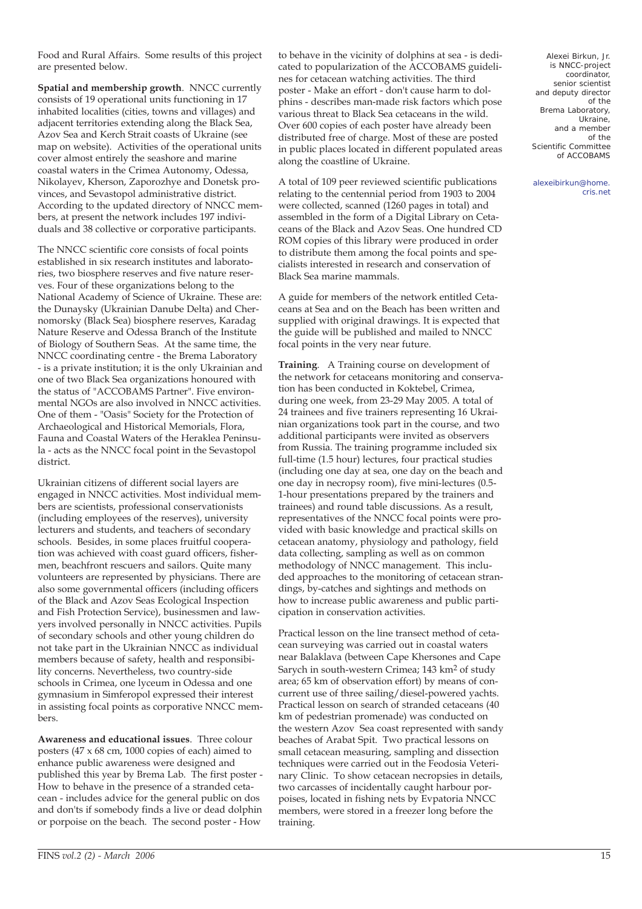Food and Rural Affairs. Some results of this project are presented below.

**Spatial and membership growth**. NNCC currently consists of 19 operational units functioning in 17 inhabited localities (cities, towns and villages) and adjacent territories extending along the Black Sea, Azov Sea and Kerch Strait coasts of Ukraine (see map on website). Activities of the operational units cover almost entirely the seashore and marine coastal waters in the Crimea Autonomy, Odessa, Nikolayev, Kherson, Zaporozhye and Donetsk provinces, and Sevastopol administrative district. According to the updated directory of NNCC members, at present the network includes 197 individuals and 38 collective or corporative participants.

The NNCC scientific core consists of focal points established in six research institutes and laboratories, two biosphere reserves and five nature reserves. Four of these organizations belong to the National Academy of Science of Ukraine. These are: the Dunaysky (Ukrainian Danube Delta) and Chernomorsky (Black Sea) biosphere reserves, Karadag Nature Reserve and Odessa Branch of the Institute of Biology of Southern Seas. At the same time, the NNCC coordinating centre - the Brema Laboratory - is a private institution; it is the only Ukrainian and one of two Black Sea organizations honoured with the status of "ACCOBAMS Partner". Five environmental NGOs are also involved in NNCC activities. One of them - "Oasis" Society for the Protection of Archaeological and Historical Memorials, Flora, Fauna and Coastal Waters of the Heraklea Peninsula - acts as the NNCC focal point in the Sevastopol district.

Ukrainian citizens of different social layers are engaged in NNCC activities. Most individual members are scientists, professional conservationists (including employees of the reserves), university lecturers and students, and teachers of secondary schools. Besides, in some places fruitful cooperation was achieved with coast guard officers, fishermen, beachfront rescuers and sailors. Quite many volunteers are represented by physicians. There are also some governmental officers (including officers of the Black and Azov Seas Ecological Inspection and Fish Protection Service), businessmen and lawyers involved personally in NNCC activities. Pupils of secondary schools and other young children do not take part in the Ukrainian NNCC as individual members because of safety, health and responsibility concerns. Nevertheless, two country-side schools in Crimea, one lyceum in Odessa and one gymnasium in Simferopol expressed their interest in assisting focal points as corporative NNCC members.

**Awareness and educational issues**. Three colour posters (47 x 68 cm, 1000 copies of each) aimed to enhance public awareness were designed and published this year by Brema Lab. The first poster - How to behave in the presence of a stranded cetacean - includes advice for the general public on dos and don'ts if somebody finds a live or dead dolphin or porpoise on the beach. The second poster - How to behave in the vicinity of dolphins at sea - is dedicated to popularization of the ACCOBAMS guidelines for cetacean watching activities. The third poster - Make an effort - don't cause harm to dolphins - describes man-made risk factors which pose various threat to Black Sea cetaceans in the wild. Over 600 copies of each poster have already been distributed free of charge. Most of these are posted in public places located in different populated areas along the coastline of Ukraine.

A total of 109 peer reviewed scientific publications relating to the centennial period from 1903 to 2004 were collected, scanned (1260 pages in total) and assembled in the form of a Digital Library on Cetaceans of the Black and Azov Seas. One hundred CD ROM copies of this library were produced in order to distribute them among the focal points and specialists interested in research and conservation of Black Sea marine mammals.

A guide for members of the network entitled Cetaceans at Sea and on the Beach has been written and supplied with original drawings. It is expected that the guide will be published and mailed to NNCC focal points in the very near future.

**Training**. A Training course on development of the network for cetaceans monitoring and conservation has been conducted in Koktebel, Crimea, during one week, from 23-29 May 2005. A total of 24 trainees and five trainers representing 16 Ukrainian organizations took part in the course, and two additional participants were invited as observers from Russia. The training programme included six full-time (1.5 hour) lectures, four practical studies (including one day at sea, one day on the beach and one day in necropsy room), five mini-lectures (0.5-1-hour presentations prepared by the trainers and trainees) and round table discussions. As a result, representatives of the NNCC focal points were provided with basic knowledge and practical skills on cetacean anatomy, physiology and pathology, field data collecting, sampling as well as on common methodology of NNCC management. This included approaches to the monitoring of cetacean strandings, by-catches and sightings and methods on how to increase public awareness and public participation in conservation activities.

Practical lesson on the line transect method of cetacean surveying was carried out in coastal waters near Balaklava (between Cape Khersones and Cape Sarych in south-western Crimea; 143 km$^2$ of study area; 65 km of observation effort) by means of concurrent use of three sailing/diesel-powered yachts. Practical lesson on search of stranded cetaceans (40 km of pedestrian promenade) was conducted on the western Azov Sea coast represented with sandy beaches of Arabat Spit. Two practical lessons on small cetacean measuring, sampling and dissection techniques were carried out in the Feodosia Veterinary Clinic. To show cetacean necropsies in details, two carcasses of incidentally caught harbour porpoises, located in fishing nets by Evpatoria NNCC members, were stored in a freezer long before the training.

Alexei Birkun, Jr. is NNCC-project coordinator, senior scientist and deputy director of the Brema Laboratory, Ukraine, and a member of the Scientific Committee of ACCOBAMS

alexeibirkun@home.cris.net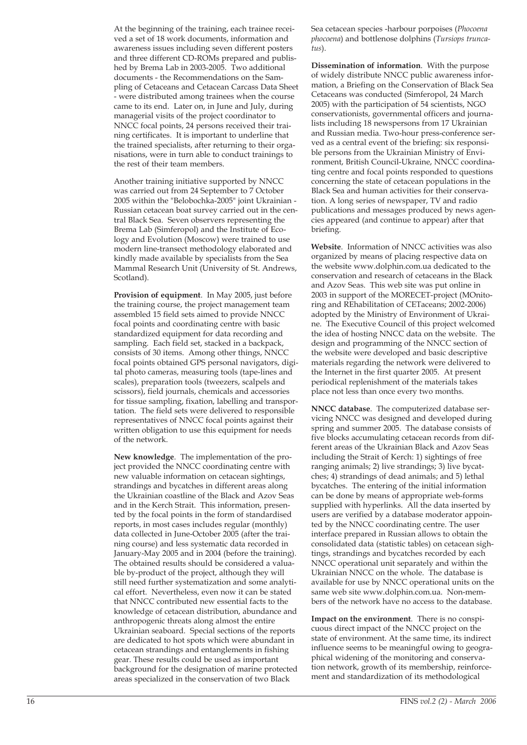At the beginning of the training, each trainee received a set of 18 work documents, information and awareness issues including seven different posters and three different CD-ROMs prepared and published by Brema Lab in 2003-2005. Two additional documents - the Recommendations on the Sampling of Cetaceans and Cetacean Carcass Data Sheet - were distributed among trainees when the course came to its end. Later on, in June and July, during managerial visits of the project coordinator to NNCC focal points, 24 persons received their training certificates. It is important to underline that the trained specialists, after returning to their organisations, were in turn able to conduct trainings to the rest of their team members.

Another training initiative supported by NNCC was carried out from 24 September to 7 October 2005 within the "Belobochka-2005" joint Ukrainian - Russian cetacean boat survey carried out in the central Black Sea. Seven observers representing the Brema Lab (Simferopol) and the Institute of Ecology and Evolution (Moscow) were trained to use modern line-transect methodology elaborated and kindly made available by specialists from the Sea Mammal Research Unit (University of St. Andrews, Scotland).

**Provision of equipment**. In May 2005, just before the training course, the project management team assembled 15 field sets aimed to provide NNCC focal points and coordinating centre with basic standardized equipment for data recording and sampling. Each field set, stacked in a backpack, consists of 30 items. Among other things, NNCC focal points obtained GPS personal navigators, digital photo cameras, measuring tools (tape-lines and scales), preparation tools (tweezers, scalpels and scissors), field journals, chemicals and accessories for tissue sampling, fixation, labelling and transportation. The field sets were delivered to responsible representatives of NNCC focal points against their written obligation to use this equipment for needs of the network.

**New knowledge**. The implementation of the project provided the NNCC coordinating centre with new valuable information on cetacean sightings, strandings and bycatches in different areas along the Ukrainian coastline of the Black and Azov Seas and in the Kerch Strait. This information, presented by the focal points in the form of standardised reports, in most cases includes regular (monthly) data collected in June-October 2005 (after the training course) and less systematic data recorded in January-May 2005 and in 2004 (before the training). The obtained results should be considered a valuable by-product of the project, although they will still need further systematization and some analytical effort. Nevertheless, even now it can be stated that NNCC contributed new essential facts to the knowledge of cetacean distribution, abundance and anthropogenic threats along almost the entire Ukrainian seaboard. Special sections of the reports are dedicated to hot spots which were abundant in cetacean strandings and entanglements in fishing gear. These results could be used as important background for the designation of marine protected areas specialized in the conservation of two Black Sea cetacean species -harbour porpoises (*Phocoena phocoena*) and bottlenose dolphins (*Tursiops truncatus*).

**Dissemination of information**. With the purpose of widely distribute NNCC public awareness information, a Briefing on the Conservation of Black Sea Cetaceans was conducted (Simferopol, 24 March 2005) with the participation of 54 scientists, NGO conservationists, governmental officers and journalists including 18 newspersons from 17 Ukrainian and Russian media. Two-hour press-conference served as a central event of the briefing: six responsible persons from the Ukrainian Ministry of Environment, British Council-Ukraine, NNCC coordinating centre and focal points responded to questions concerning the state of cetacean populations in the Black Sea and human activities for their conservation. A long series of newspaper, TV and radio publications and messages produced by news agencies appeared (and continue to appear) after that briefing.

**Website**. Information of NNCC activities was also organized by means of placing respective data on the website www.dolphin.com.ua dedicated to the conservation and research of cetaceans in the Black and Azov Seas. This web site was put online in 2003 in support of the MORECET-project (MOnitoring and REhabilitation of CETaceans; 2002-2006) adopted by the Ministry of Environment of Ukraine. The Executive Council of this project welcomed the idea of hosting NNCC data on the website. The design and programming of the NNCC section of the website were developed and basic descriptive materials regarding the network were delivered to the Internet in the first quarter 2005. At present periodical replenishment of the materials takes place not less than once every two months.

**NNCC database**. The computerized database servicing NNCC was designed and developed during spring and summer 2005. The database consists of five blocks accumulating cetacean records from different areas of the Ukrainian Black and Azov Seas including the Strait of Kerch: 1) sightings of free ranging animals; 2) live strandings; 3) live bycatches; 4) strandings of dead animals; and 5) lethal bycatches. The entering of the initial information can be done by means of appropriate web-forms supplied with hyperlinks. All the data inserted by users are verified by a database moderator appointed by the NNCC coordinating centre. The user interface prepared in Russian allows to obtain the consolidated data (statistic tables) on cetacean sightings, strandings and bycatches recorded by each NNCC operational unit separately and within the Ukrainian NNCC on the whole. The database is available for use by NNCC operational units on the same web site www.dolphin.com.ua. Non-members of the network have no access to the database.

**Impact on the environment**. There is no conspicuous direct impact of the NNCC project on the state of environment. At the same time, its indirect influence seems to be meaningful owing to geographical widening of the monitoring and conservation network, growth of its membership, reinforcement and standardization of its methodological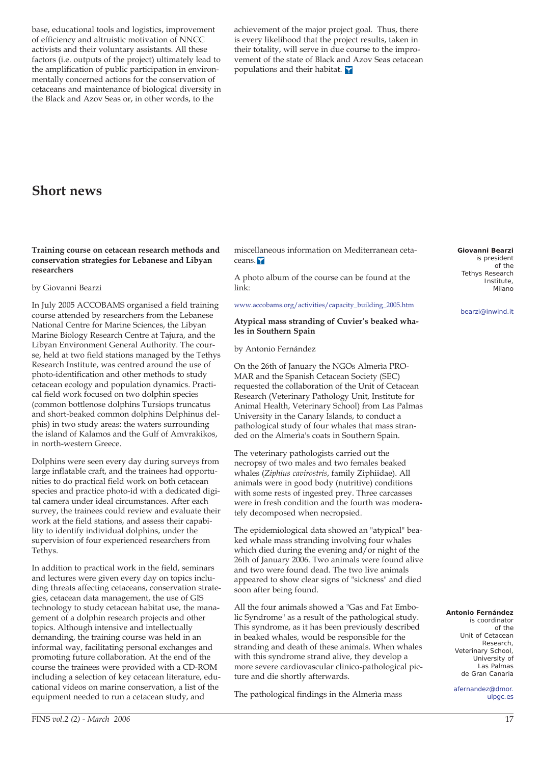base, educational tools and logistics, improvement of efficiency and altruistic motivation of NNCC activists and their voluntary assistants. All these factors (i.e. outputs of the project) ultimately lead to the amplification of public participation in environmentally concerned actions for the conservation of cetaceans and maintenance of biological diversity in the Black and Azov Seas or, in other words, to the achievement of the major project goal. Thus, there is every likelihood that the project results, taken in their totality, will serve in due course to the improvement of the state of Black and Azov Seas cetacean populations and their habitat.

# Short news

### Training course on cetacean research methods and conservation strategies for Lebanese and Libyan researchers

by Giovanni Bearzi

In July 2005 ACCOBAMS organised a field training course attended by researchers from the Lebanese National Centre for Marine Sciences, the Libyan Marine Biology Research Centre at Tajura, and the Libyan Environment General Authority. The course, held at two field stations managed by the Tethys Research Institute, was centred around the use of photo-identification and other methods to study cetacean ecology and population dynamics. Practical field work focused on two dolphin species (common bottlenose dolphins Tursiops truncatus and short-beaked common dolphins Delphinus delphis) in two study areas: the waters surrounding the island of Kalamos and the Gulf of Amvrakikos, in north-western Greece.

Dolphins were seen every day during surveys from large inflatable craft, and the trainees had opportunities to do practical field work on both cetacean species and practice photo-id with a dedicated digital camera under ideal circumstances. After each survey, the trainees could review and evaluate their work at the field stations, and assess their capability to identify individual dolphins, under the supervision of four experienced researchers from Tethys.

In addition to practical work in the field, seminars and lectures were given every day on topics including threats affecting cetaceans, conservation strategies, cetacean data management, the use of GIS technology to study cetacean habitat use, the management of a dolphin research projects and other topics. Although intensive and intellectually demanding, the training course was held in an informal way, facilitating personal exchanges and promoting future collaboration. At the end of the course the trainees were provided with a CD-ROM including a selection of key cetacean literature, educational videos on marine conservation, a list of the equipment needed to run a cetacean study, and miscellaneous information on Mediterranean cetaceans.

A photo album of the course can be found at the link:

www.accobams.org/activities/capacity_building_2005.htm

**Giovanni Bearzi** is president of the Tethys Research Institute, Milano

bearzi@inwind.it

### Atypical mass stranding of Cuvier's beaked whales in Southern Spain

by Antonio Fernández

On the 26th of January the NGOs Almerìa PROMAR and the Spanish Cetacean Society (SEC) requested the collaboration of the Unit of Cetacean Research (Veterinary Pathology Unit, Institute for Animal Health, Veterinary School) from Las Palmas University in the Canary Islands, to conduct a pathological study of four whales that mass stranded on the Almeria's coats in Southern Spain.

The veterinary pathologists carried out the necropsy of two males and two females beaked whales (*Ziphius cavirostris*, family Ziphiidae). All animals were in good body (nutritive) conditions with some rests of ingested prey. Three carcasses were in fresh condition and the fourth was moderately decomposed when necropsied.

The epidemiological data showed an "atypical" beaked whale mass stranding involving four whales which died during the evening and/or night of the 26th of January 2006. Two animals were found alive and two were found dead. The two live animals appeared to show clear signs of "sickness" and died soon after being found.

All the four animals showed a "Gas and Fat Embolic Syndrome" as a result of the pathological study. This syndrome, as it has been previously described in beaked whales, would be responsible for the stranding and death of these animals. When whales with this syndrome strand alive, they develop a more severe cardiovascular clinico-pathological picture and die shortly afterwards.

The pathological findings in the Almerìa mass

**Antonio Fernández** is coordinator of the Unit of Cetacean Research, Veterinary School, University of Las Palmas de Gran Canaria

afernandez@dmor.ulpgc.es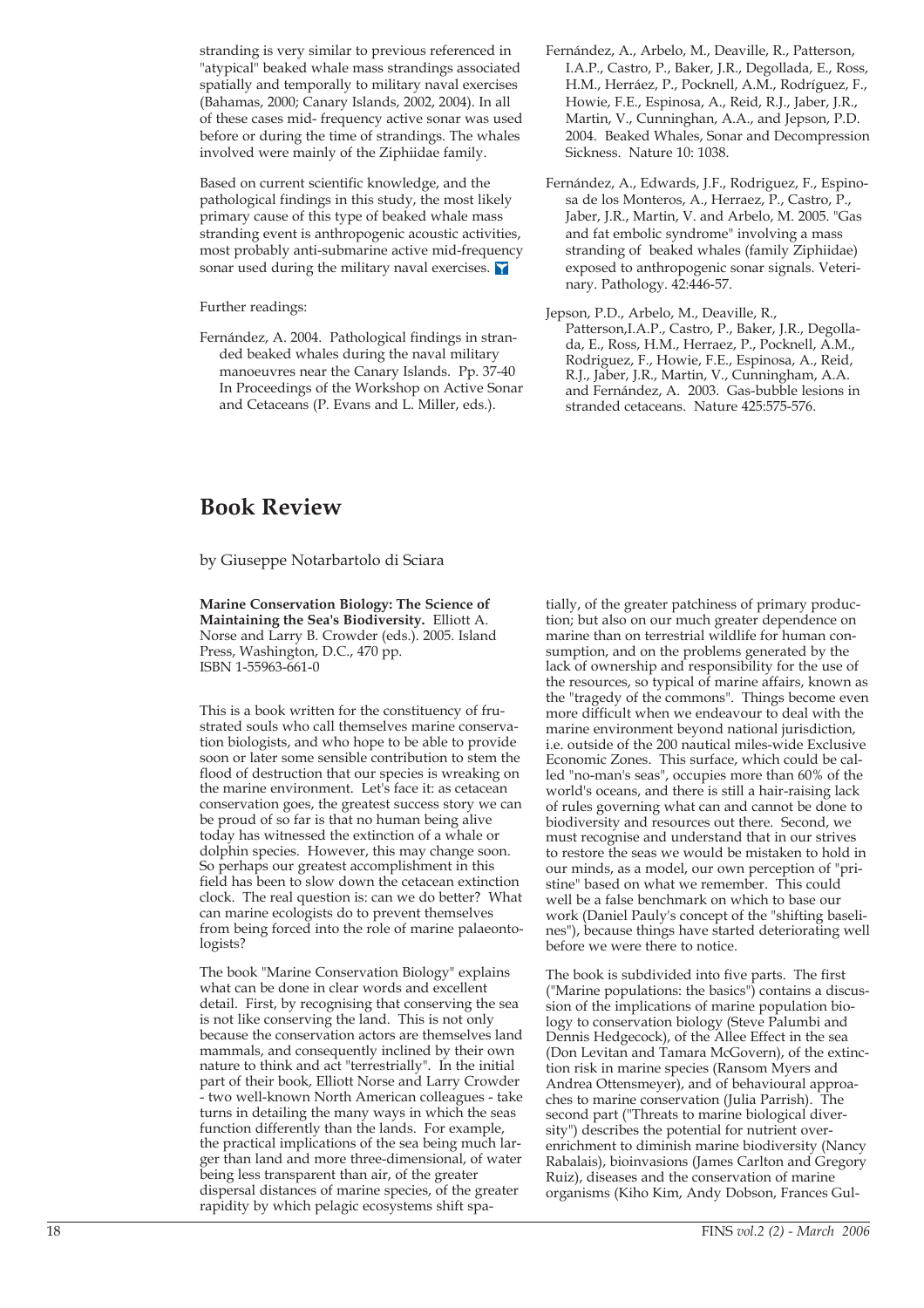stranding is very similar to previous referenced in "atypical" beaked whale mass strandings associated spatially and temporally to military naval exercises (Bahamas, 2000; Canary Islands, 2002, 2004). In all of these cases mid- frequency active sonar was used before or during the time of strandings. The whales involved were mainly of the Ziphiidae family.

Based on current scientific knowledge, and the pathological findings in this study, the most likely primary cause of this type of beaked whale mass stranding event is anthropogenic acoustic activities, most probably anti-submarine active mid-frequency sonar used during the military naval exercises.

Further readings:

Fernández, A. 2004. Pathological findings in stranded beaked whales during the naval military manoeuvres near the Canary Islands. Pp. 37-40 In Proceedings of the Workshop on Active Sonar and Cetaceans (P. Evans and L. Miller, eds.).

Fernández, A., Arbelo, M., Deaville, R., Patterson, I.A.P., Castro, P., Baker, J.R., Degollada, E., Ross, H.M., Herráez, P., Pocknell, A.M., Rodríguez, F., Howie, F.E., Espinosa, A., Reid, R.J., Jaber, J.R., Martin, V., Cunninghan, A.A., and Jepson, P.D. 2004. Beaked Whales, Sonar and Decompression Sickness. Nature 10: 1038.

Fernández, A., Edwards, J.F., Rodriguez, F., Espinosa de los Monteros, A., Herraez, P., Castro, P., Jaber, J.R., Martin, V. and Arbelo, M. 2005. "Gas and fat embolic syndrome" involving a mass stranding of beaked whales (family Ziphiidae) exposed to anthropogenic sonar signals. Veterinary. Pathology. 42:446-57.

Jepson, P.D., Arbelo, M., Deaville, R., Patterson,I.A.P., Castro, P., Baker, J.R., Degollada, E., Ross, H.M., Herraez, P., Pocknell, A.M., Rodriguez, F., Howie, F.E., Espinosa, A., Reid, R.J., Jaber, J.R., Martin, V., Cunningham, A.A. and Fernández, A. 2003. Gas-bubble lesions in stranded cetaceans. Nature 425:575-576.

# Book Review

by Giuseppe Notarbartolo di Sciara

**Marine Conservation Biology: The Science of Maintaining the Sea's Biodiversity.** Elliott A. Norse and Larry B. Crowder (eds.). 2005. Island Press, Washington, D.C., 470 pp. ISBN 1-55963-661-0

This is a book written for the constituency of frustrated souls who call themselves marine conservation biologists, and who hope to be able to provide soon or later some sensible contribution to stem the flood of destruction that our species is wreaking on the marine environment. Let's face it: as cetacean conservation goes, the greatest success story we can be proud of so far is that no human being alive today has witnessed the extinction of a whale or dolphin species. However, this may change soon. So perhaps our greatest accomplishment in this field has been to slow down the cetacean extinction clock. The real question is: can we do better? What can marine ecologists do to prevent themselves from being forced into the role of marine palaeontologists?

The book "Marine Conservation Biology" explains what can be done in clear words and excellent detail. First, by recognising that conserving the sea is not like conserving the land. This is not only because the conservation actors are themselves land mammals, and consequently inclined by their own nature to think and act "terrestrially". In the initial part of their book, Elliott Norse and Larry Crowder - two well-known North American colleagues - take turns in detailing the many ways in which the seas function differently than the lands. For example, the practical implications of the sea being much larger than land and more three-dimensional, of water being less transparent than air, of the greater dispersal distances of marine species, of the greater rapidity by which pelagic ecosystems shift spatially, of the greater patchiness of primary production; but also on our much greater dependence on marine than on terrestrial wildlife for human consumption, and on the problems generated by the lack of ownership and responsibility for the use of the resources, so typical of marine affairs, known as the "tragedy of the commons". Things become even more difficult when we endeavour to deal with the marine environment beyond national jurisdiction, i.e. outside of the 200 nautical miles-wide Exclusive Economic Zones. This surface, which could be called "no-man's seas", occupies more than 60% of the world's oceans, and there is still a hair-raising lack of rules governing what can and cannot be done to biodiversity and resources out there. Second, we must recognise and understand that in our strives to restore the seas we would be mistaken to hold in our minds, as a model, our own perception of "pristine" based on what we remember. This could well be a false benchmark on which to base our work (Daniel Pauly's concept of the "shifting baselines"), because things have started deteriorating well before we were there to notice.

The book is subdivided into five parts. The first ("Marine populations: the basics") contains a discussion of the implications of marine population biology to conservation biology (Steve Palumbi and Dennis Hedgecock), of the Allee Effect in the sea (Don Levitan and Tamara McGovern), of the extinction risk in marine species (Ransom Myers and Andrea Ottensmeyer), and of behavioural approaches to marine conservation (Julia Parrish). The second part ("Threats to marine biological diversity") describes the potential for nutrient overenrichment to diminish marine biodiversity (Nancy Rabalais), bioinvasions (James Carlton and Gregory Ruiz), diseases and the conservation of marine organisms (Kiho Kim, Andy Dobson, Frances Gul-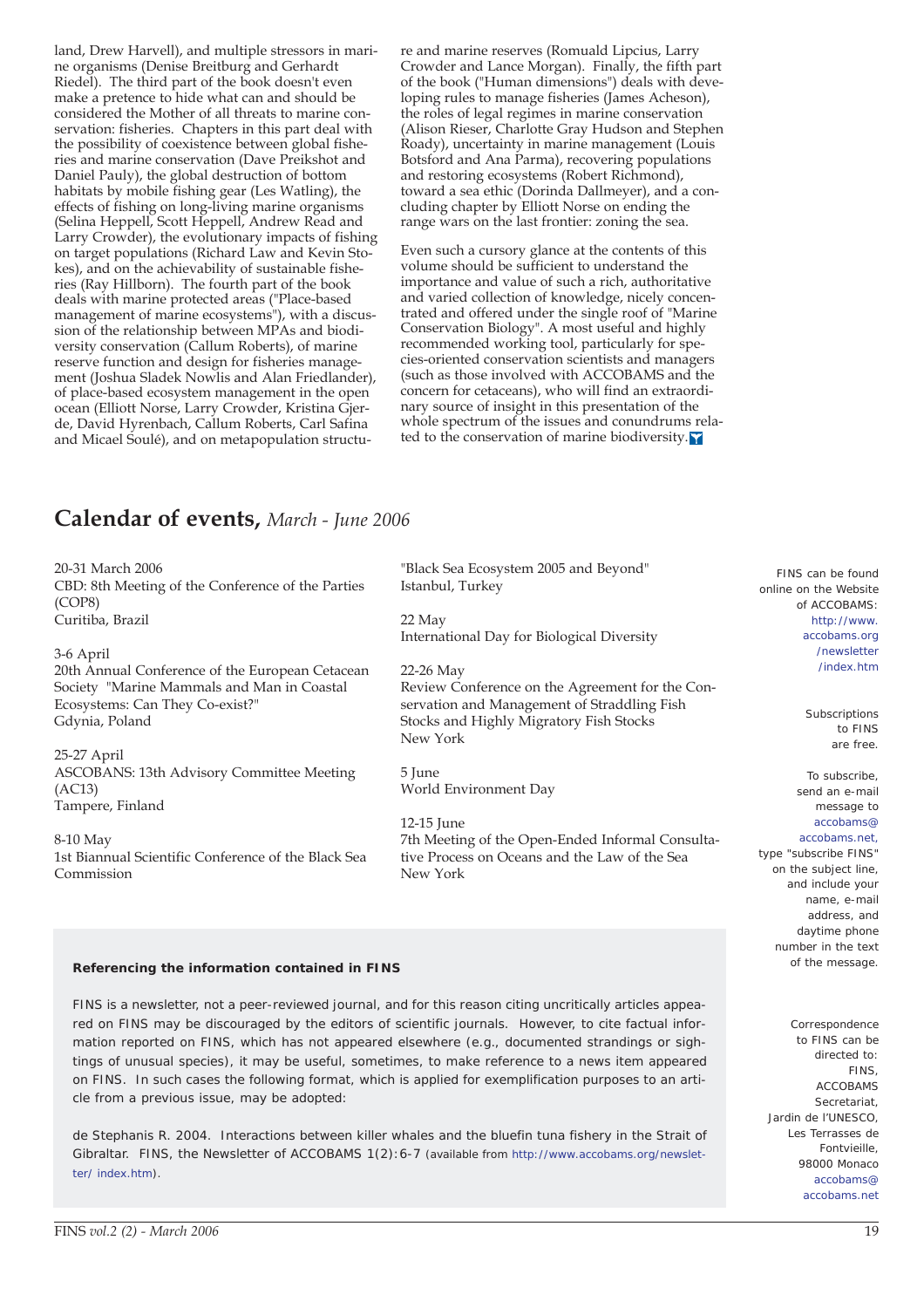land, Drew Harvell), and multiple stressors in marine organisms (Denise Breitburg and Gerhardt Riedel). The third part of the book doesn't even make a pretence to hide what can and should be considered the Mother of all threats to marine conservation: fisheries. Chapters in this part deal with the possibility of coexistence between global fisheries and marine conservation (Dave Preikshot and Daniel Pauly), the global destruction of bottom habitats by mobile fishing gear (Les Watling), the effects of fishing on long-living marine organisms (Selina Heppell, Scott Heppell, Andrew Read and Larry Crowder), the evolutionary impacts of fishing on target populations (Richard Law and Kevin Stokes), and on the achievability of sustainable fisheries (Ray Hillborn). The fourth part of the book deals with marine protected areas ("Place-based management of marine ecosystems"), with a discussion of the relationship between MPAs and biodiversity conservation (Callum Roberts), of marine reserve function and design for fisheries management (Joshua Sladek Nowlis and Alan Friedlander), of place-based ecosystem management in the open ocean (Elliott Norse, Larry Crowder, Kristina Gjerde, David Hyrenbach, Callum Roberts, Carl Safina and Micael Soulé), and on metapopulation structure and marine reserves (Romuald Lipcius, Larry Crowder and Lance Morgan). Finally, the fifth part of the book ("Human dimensions") deals with developing rules to manage fisheries (James Acheson), the roles of legal regimes in marine conservation (Alison Rieser, Charlotte Gray Hudson and Stephen Roady), uncertainty in marine management (Louis Botsford and Ana Parma), recovering populations and restoring ecosystems (Robert Richmond), toward a sea ethic (Dorinda Dallmeyer), and a concluding chapter by Elliott Norse on ending the range wars on the last frontier: zoning the sea.

Even such a cursory glance at the contents of this volume should be sufficient to understand the importance and value of such a rich, authoritative and varied collection of knowledge, nicely concentrated and offered under the single roof of "Marine Conservation Biology". A most useful and highly recommended working tool, particularly for species-oriented conservation scientists and managers (such as those involved with ACCOBAMS and the concern for cetaceans), who will find an extraordinary source of insight in this presentation of the whole spectrum of the issues and conundrums related to the conservation of marine biodiversity.

## Calendar of events, *March - June 2006*

20-31 March 2006
CBD: 8th Meeting of the Conference of the Parties (COP8)
Curitiba, Brazil

3-6 April
20th Annual Conference of the European Cetacean Society "Marine Mammals and Man in Coastal Ecosystems: Can They Co-exist?"
Gdynia, Poland

25-27 April
ASCOBANS: 13th Advisory Committee Meeting (AC13)
Tampere, Finland

8-10 May
1st Biannual Scientific Conference of the Black Sea Commission
"Black Sea Ecosystem 2005 and Beyond"
Istanbul, Turkey

22 May
International Day for Biological Diversity

22-26 May
Review Conference on the Agreement for the Conservation and Management of Straddling Fish Stocks and Highly Migratory Fish Stocks
New York

5 June
World Environment Day

12-15 June
7th Meeting of the Open-Ended Informal Consultative Process on Oceans and the Law of the Sea
New York

**Referencing the information contained in FINS**

FINS is a newsletter, not a peer-reviewed journal, and for this reason citing uncritically articles appeared on FINS may be discouraged by the editors of scientific journals. However, to cite factual information reported on FINS, which has not appeared elsewhere (e.g., documented strandings or sightings of unusual species), it may be useful, sometimes, to make reference to a news item appeared on FINS. In such cases the following format, which is applied for exemplification purposes to an article from a previous issue, may be adopted:

de Stephanis R. 2004. Interactions between killer whales and the bluefin tuna fishery in the Strait of Gibraltar. FINS, the Newsletter of ACCOBAMS 1(2):6-7 (available from http://www.accobams.org/newsletter/ index.htm).

FINS can be found online on the Website of ACCOBAMS: http://www.accobams.org/newsletter/index.htm

Subscriptions to FINS are free.

To subscribe, send an e-mail message to accobams@accobams.net, type "subscribe FINS" on the subject line, and include your name, e-mail address, and daytime phone number in the text of the message.

Correspondence to FINS can be directed to: FINS, ACCOBAMS Secretariat, Jardin de l'UNESCO, Les Terrasses de Fontvieille, 98000 Monaco
accobams@accobams.net